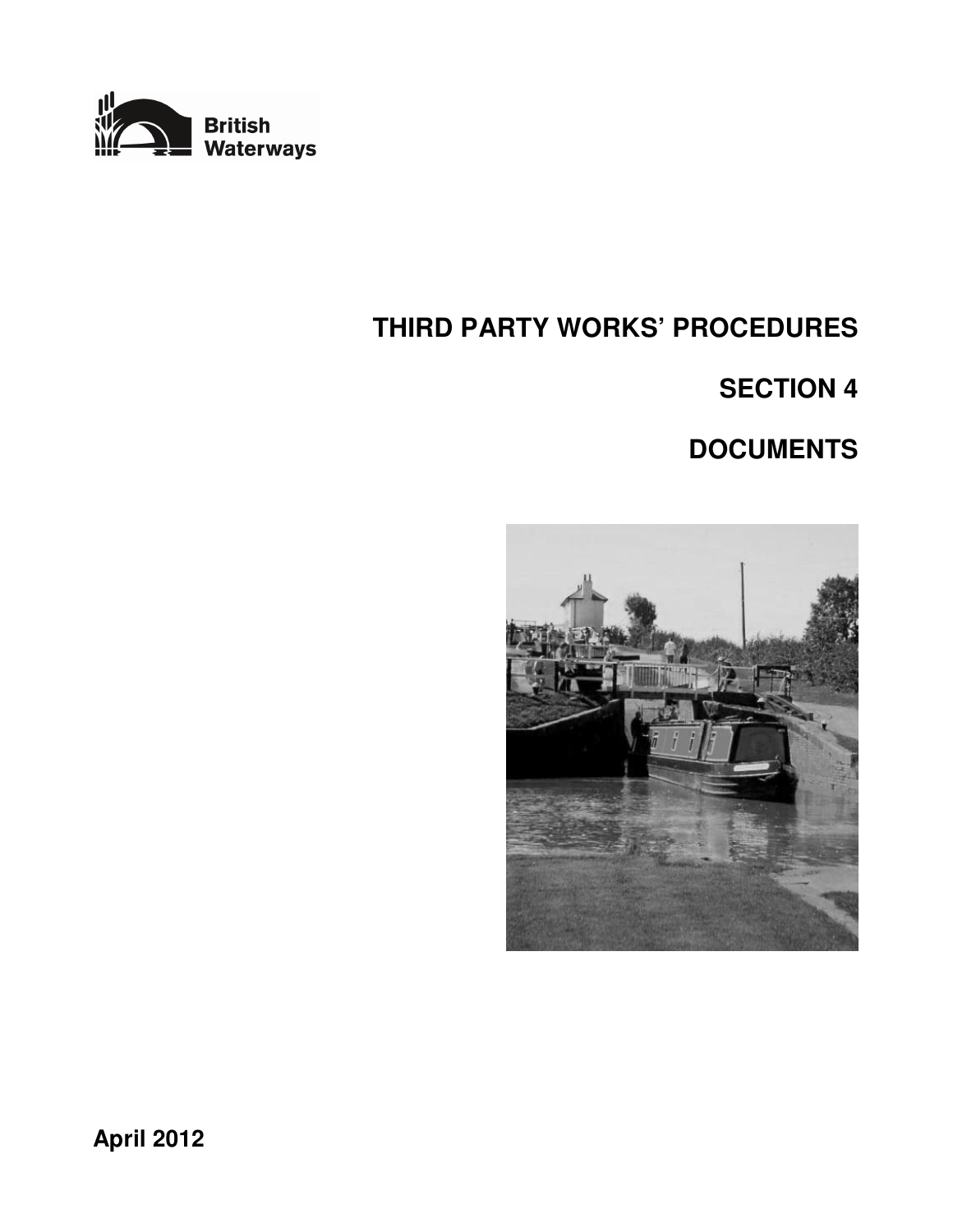British Waterways

# THIRD PARTY WORKS' PROCEDURES

## SECTION 4

## DOCUMENTS

**April 2012**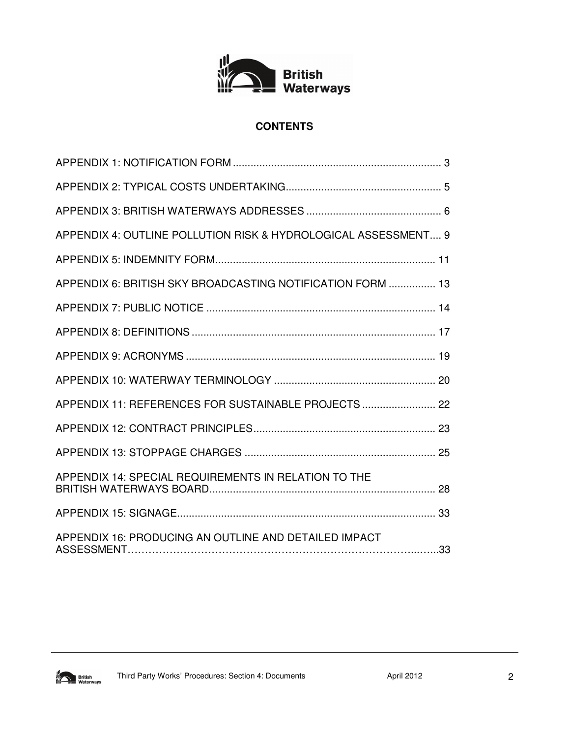## CONTENTS

APPENDIX 1: NOTIFICATION FORM ....................................................................... 3

APPENDIX 2: TYPICAL COSTS UNDERTAKING..................................................... 5

APPENDIX 3: BRITISH WATERWAYS ADDRESSES .............................................. 6

APPENDIX 4: OUTLINE POLLUTION RISK & HYDROLOGICAL ASSESSMENT.... 9

APPENDIX 5: INDEMNITY FORM........................................................................... 11

APPENDIX 6: BRITISH SKY BROADCASTING NOTIFICATION FORM ................ 13

APPENDIX 7: PUBLIC NOTICE .............................................................................. 14

APPENDIX 8: DEFINITIONS ................................................................................... 17

APPENDIX 9: ACRONYMS ..................................................................................... 19

APPENDIX 10: WATERWAY TERMINOLOGY ....................................................... 20

APPENDIX 11: REFERENCES FOR SUSTAINABLE PROJECTS ......................... 22

APPENDIX 12: CONTRACT PRINCIPLES.............................................................. 23

APPENDIX 13: STOPPAGE CHARGES ................................................................. 25

APPENDIX 14: SPECIAL REQUIREMENTS IN RELATION TO THE BRITISH WATERWAYS BOARD............................................................................ 28

APPENDIX 15: SIGNAGE........................................................................................ 33

APPENDIX 16: PRODUCING AN OUTLINE AND DETAILED IMPACT ASSESSMENT…………………………………………………………………………..…...33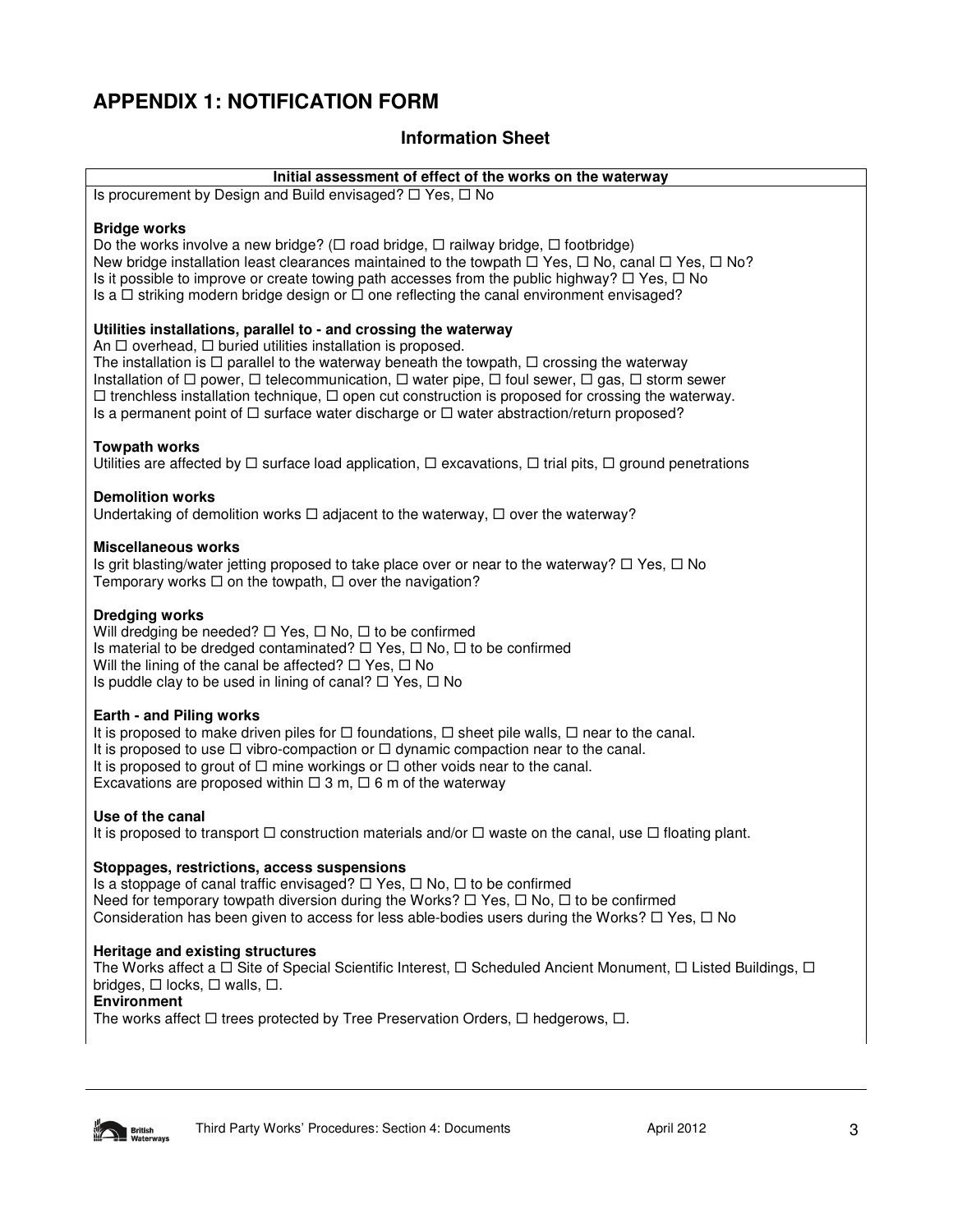# APPENDIX 1: NOTIFICATION FORM

## Information Sheet

**Initial assessment of effect of the works on the waterway**

Is procurement by Design and Build envisaged? ☐ Yes, ☐ No

**Bridge works**

Do the works involve a new bridge? (☐ road bridge, ☐ railway bridge, ☐ footbridge)
New bridge installation least clearances maintained to the towpath ☐ Yes, ☐ No, canal ☐ Yes, ☐ No?
Is it possible to improve or create towing path accesses from the public highway? ☐ Yes, ☐ No
Is a ☐ striking modern bridge design or ☐ one reflecting the canal environment envisaged?

**Utilities installations, parallel to - and crossing the waterway**

An ☐ overhead, ☐ buried utilities installation is proposed.
The installation is ☐ parallel to the waterway beneath the towpath, ☐ crossing the waterway
Installation of ☐ power, ☐ telecommunication, ☐ water pipe, ☐ foul sewer, ☐ gas, ☐ storm sewer
☐ trenchless installation technique, ☐ open cut construction is proposed for crossing the waterway.
Is a permanent point of ☐ surface water discharge or ☐ water abstraction/return proposed?

**Towpath works**

Utilities are affected by ☐ surface load application, ☐ excavations, ☐ trial pits, ☐ ground penetrations

**Demolition works**

Undertaking of demolition works ☐ adjacent to the waterway, ☐ over the waterway?

**Miscellaneous works**

Is grit blasting/water jetting proposed to take place over or near to the waterway? ☐ Yes, ☐ No
Temporary works ☐ on the towpath, ☐ over the navigation?

**Dredging works**

Will dredging be needed? ☐ Yes, ☐ No, ☐ to be confirmed
Is material to be dredged contaminated? ☐ Yes, ☐ No, ☐ to be confirmed
Will the lining of the canal be affected? ☐ Yes, ☐ No
Is puddle clay to be used in lining of canal? ☐ Yes, ☐ No

**Earth - and Piling works**

It is proposed to make driven piles for ☐ foundations, ☐ sheet pile walls, ☐ near to the canal.
It is proposed to use ☐ vibro-compaction or ☐ dynamic compaction near to the canal.
It is proposed to grout of ☐ mine workings or ☐ other voids near to the canal.
Excavations are proposed within ☐ 3 m, ☐ 6 m of the waterway

**Use of the canal**

It is proposed to transport ☐ construction materials and/or ☐ waste on the canal, use ☐ floating plant.

**Stoppages, restrictions, access suspensions**

Is a stoppage of canal traffic envisaged? ☐ Yes, ☐ No, ☐ to be confirmed
Need for temporary towpath diversion during the Works? ☐ Yes, ☐ No, ☐ to be confirmed
Consideration has been given to access for less able-bodies users during the Works? ☐ Yes, ☐ No

**Heritage and existing structures**

The Works affect a ☐ Site of Special Scientific Interest, ☐ Scheduled Ancient Monument, ☐ Listed Buildings, ☐ bridges, ☐ locks, ☐ walls, ☐.

**Environment**

The works affect ☐ trees protected by Tree Preservation Orders, ☐ hedgerows, ☐.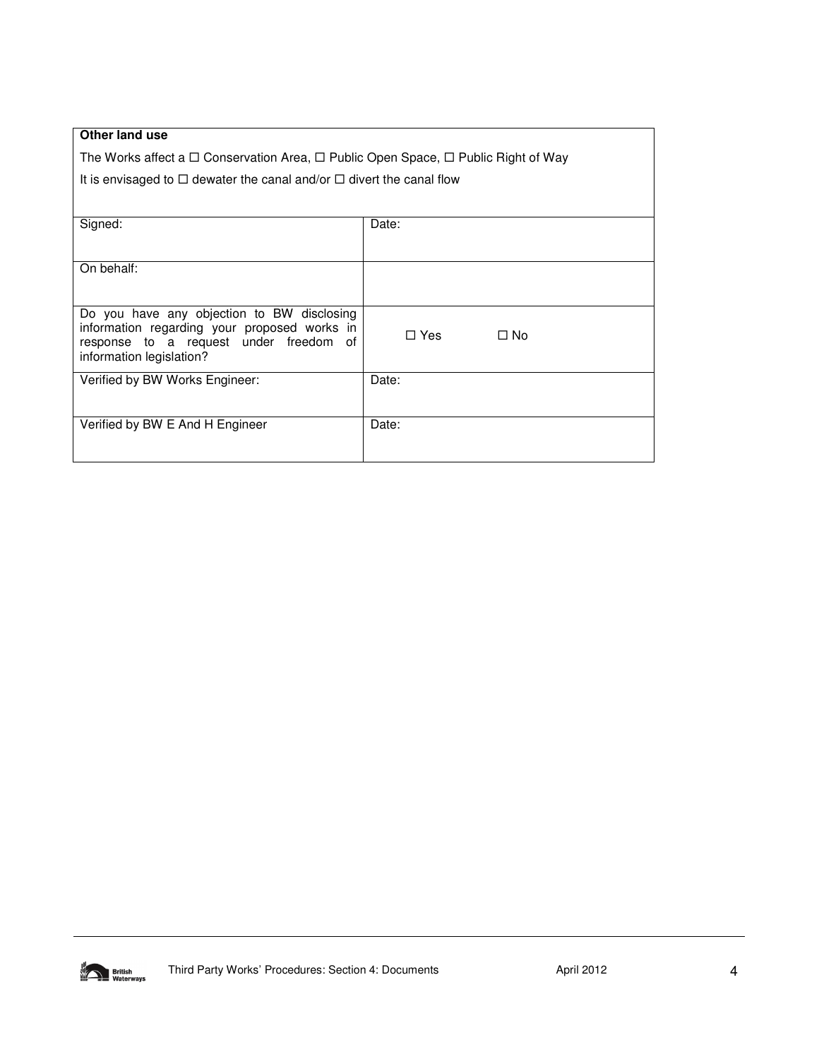| **Other land use** | |
|---|---|
| The Works affect a ☐ Conservation Area, ☐ Public Open Space, ☐ Public Right of Way<br>It is envisaged to ☐ dewater the canal and/or ☐ divert the canal flow | |
| Signed: | Date: |
| On behalf: | |
| Do you have any objection to BW disclosing information regarding your proposed works in response to a request under freedom of information legislation? | ☐ Yes ☐ No |
| Verified by BW Works Engineer: | Date: |
| Verified by BW E And H Engineer | Date: |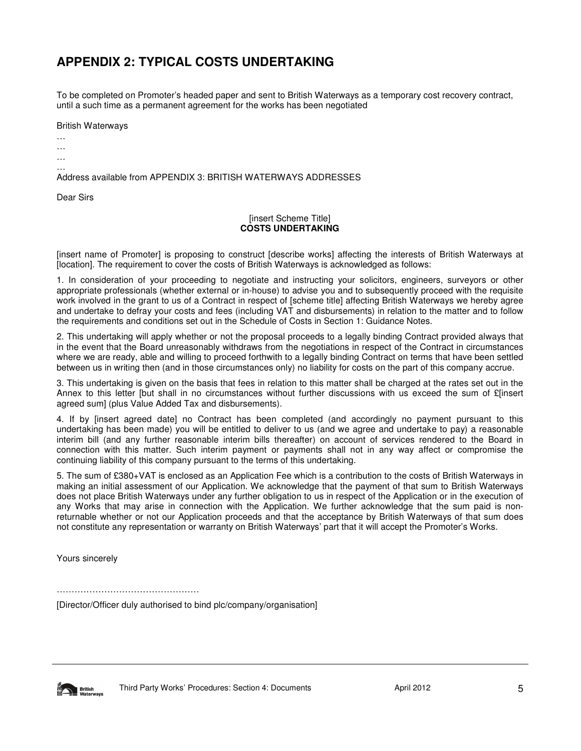## APPENDIX 2: TYPICAL COSTS UNDERTAKING

To be completed on Promoter's headed paper and sent to British Waterways as a temporary cost recovery contract, until a such time as a permanent agreement for the works has been negotiated

British Waterways
…
…
…
…
Address available from APPENDIX 3: BRITISH WATERWAYS ADDRESSES

Dear Sirs

[insert Scheme Title]
**COSTS UNDERTAKING**

[insert name of Promoter] is proposing to construct [describe works] affecting the interests of British Waterways at [location]. The requirement to cover the costs of British Waterways is acknowledged as follows:

1. In consideration of your proceeding to negotiate and instructing your solicitors, engineers, surveyors or other appropriate professionals (whether external or in-house) to advise you and to subsequently proceed with the requisite work involved in the grant to us of a Contract in respect of [scheme title] affecting British Waterways we hereby agree and undertake to defray your costs and fees (including VAT and disbursements) in relation to the matter and to follow the requirements and conditions set out in the Schedule of Costs in Section 1: Guidance Notes.

2. This undertaking will apply whether or not the proposal proceeds to a legally binding Contract provided always that in the event that the Board unreasonably withdraws from the negotiations in respect of the Contract in circumstances where we are ready, able and willing to proceed forthwith to a legally binding Contract on terms that have been settled between us in writing then (and in those circumstances only) no liability for costs on the part of this company accrue.

3. This undertaking is given on the basis that fees in relation to this matter shall be charged at the rates set out in the Annex to this letter [but shall in no circumstances without further discussions with us exceed the sum of £[insert agreed sum] (plus Value Added Tax and disbursements).

4. If by [insert agreed date] no Contract has been completed (and accordingly no payment pursuant to this undertaking has been made) you will be entitled to deliver to us (and we agree and undertake to pay) a reasonable interim bill (and any further reasonable interim bills thereafter) on account of services rendered to the Board in connection with this matter. Such interim payment or payments shall not in any way affect or compromise the continuing liability of this company pursuant to the terms of this undertaking.

5. The sum of £380+VAT is enclosed as an Application Fee which is a contribution to the costs of British Waterways in making an initial assessment of our Application. We acknowledge that the payment of that sum to British Waterways does not place British Waterways under any further obligation to us in respect of the Application or in the execution of any Works that may arise in connection with the Application. We further acknowledge that the sum paid is non-returnable whether or not our Application proceeds and that the acceptance by British Waterways of that sum does not constitute any representation or warranty on British Waterways' part that it will accept the Promoter's Works.

Yours sincerely

…………………………………………

[Director/Officer duly authorised to bind plc/company/organisation]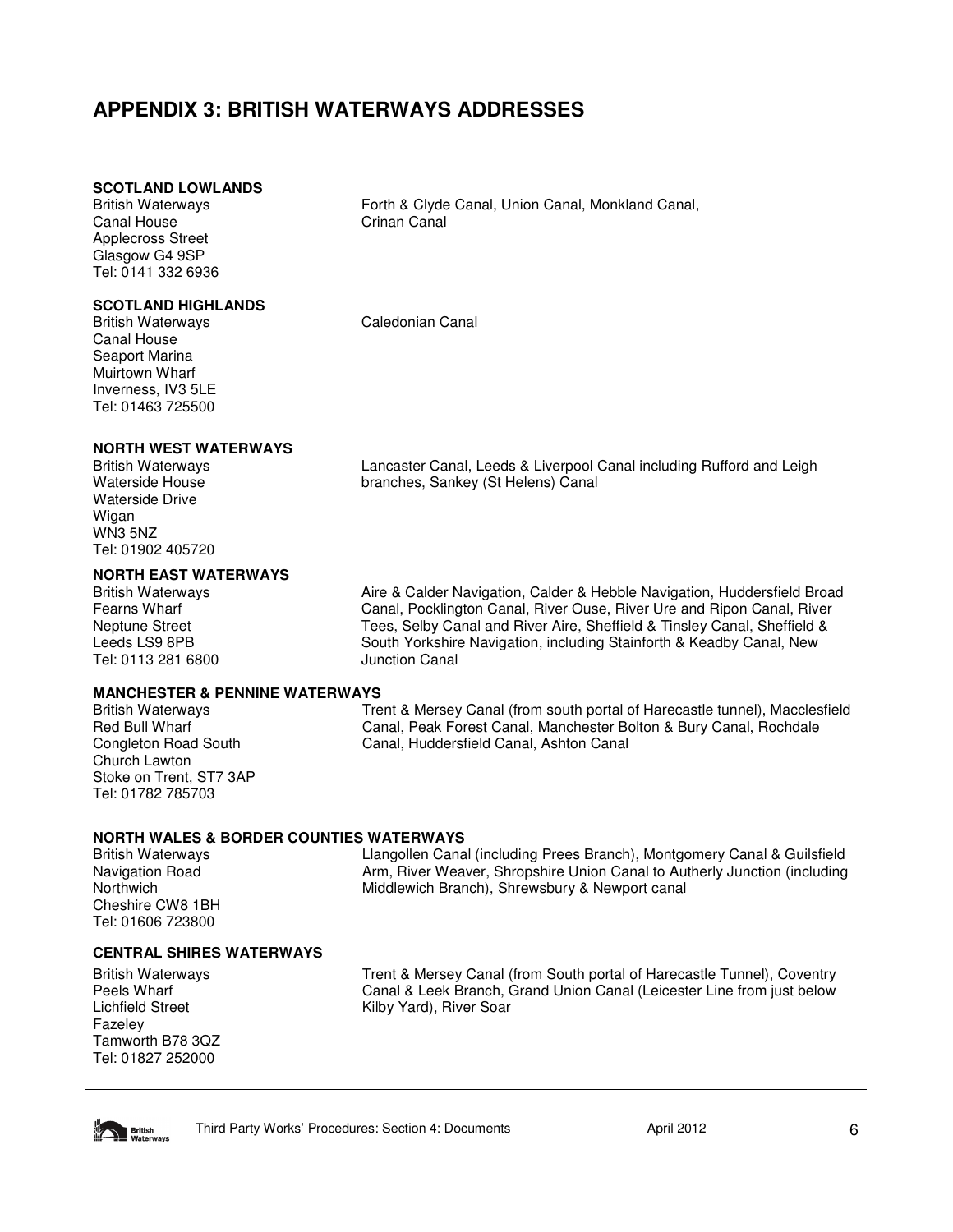# APPENDIX 3: BRITISH WATERWAYS ADDRESSES

| | |
|---|---|
| **SCOTLAND LOWLANDS**<br>British Waterways<br>Canal House<br>Applecross Street<br>Glasgow G4 9SP<br>Tel: 0141 332 6936 | Forth & Clyde Canal, Union Canal, Monkland Canal, Crinan Canal |
| **SCOTLAND HIGHLANDS**<br>British Waterways<br>Canal House<br>Seaport Marina<br>Muirtown Wharf<br>Inverness, IV3 5LE<br>Tel: 01463 725500 | Caledonian Canal |
| **NORTH WEST WATERWAYS**<br>British Waterways<br>Waterside House<br>Waterside Drive<br>Wigan<br>WN3 5NZ<br>Tel: 01902 405720 | Lancaster Canal, Leeds & Liverpool Canal including Rufford and Leigh branches, Sankey (St Helens) Canal |
| **NORTH EAST WATERWAYS**<br>British Waterways<br>Fearns Wharf<br>Neptune Street<br>Leeds LS9 8PB<br>Tel: 0113 281 6800 | Aire & Calder Navigation, Calder & Hebble Navigation, Huddersfield Broad Canal, Pocklington Canal, River Ouse, River Ure and Ripon Canal, River Tees, Selby Canal and River Aire, Sheffield & Tinsley Canal, Sheffield & South Yorkshire Navigation, including Stainforth & Keadby Canal, New Junction Canal |
| **MANCHESTER & PENNINE WATERWAYS**<br>British Waterways<br>Red Bull Wharf<br>Congleton Road South<br>Church Lawton<br>Stoke on Trent, ST7 3AP<br>Tel: 01782 785703 | Trent & Mersey Canal (from south portal of Harecastle tunnel), Macclesfield Canal, Peak Forest Canal, Manchester Bolton & Bury Canal, Rochdale Canal, Huddersfield Canal, Ashton Canal |
| **NORTH WALES & BORDER COUNTIES WATERWAYS**<br>British Waterways<br>Navigation Road<br>Northwich<br>Cheshire CW8 1BH<br>Tel: 01606 723800 | Llangollen Canal (including Prees Branch), Montgomery Canal & Guilsfield Arm, River Weaver, Shropshire Union Canal to Autherly Junction (including Middlewich Branch), Shrewsbury & Newport canal |
| **CENTRAL SHIRES WATERWAYS**<br>British Waterways<br>Peels Wharf<br>Lichfield Street<br>Fazeley<br>Tamworth B78 3QZ<br>Tel: 01827 252000 | Trent & Mersey Canal (from South portal of Harecastle Tunnel), Coventry Canal & Leek Branch, Grand Union Canal (Leicester Line from just below Kilby Yard), River Soar |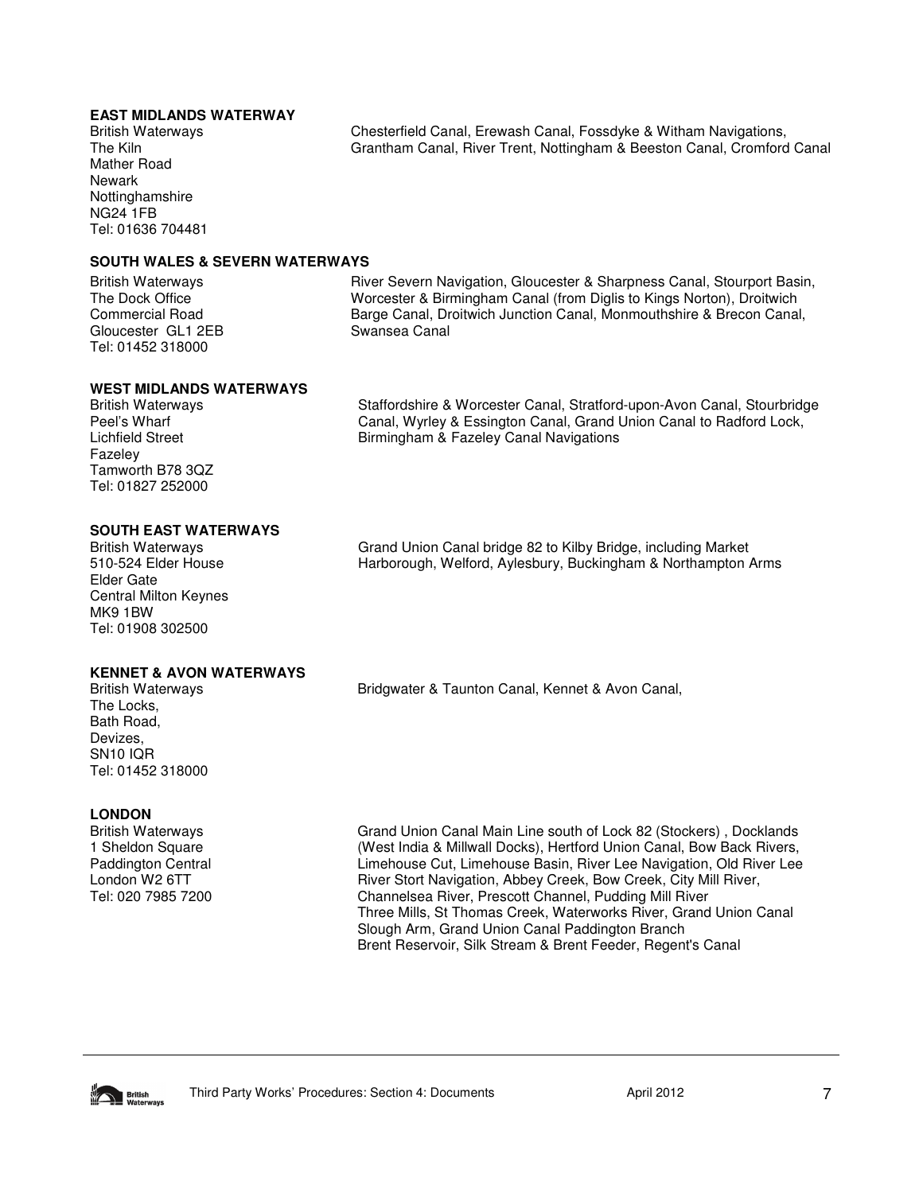**EAST MIDLANDS WATERWAY**

British Waterways
The Kiln
Mather Road
Newark
Nottinghamshire
NG24 1FB
Tel: 01636 704481

Chesterfield Canal, Erewash Canal, Fossdyke & Witham Navigations, Grantham Canal, River Trent, Nottingham & Beeston Canal, Cromford Canal

**SOUTH WALES & SEVERN WATERWAYS**

British Waterways
The Dock Office
Commercial Road
Gloucester GL1 2EB
Tel: 01452 318000

River Severn Navigation, Gloucester & Sharpness Canal, Stourport Basin, Worcester & Birmingham Canal (from Diglis to Kings Norton), Droitwich Barge Canal, Droitwich Junction Canal, Monmouthshire & Brecon Canal, Swansea Canal

**WEST MIDLANDS WATERWAYS**

British Waterways
Peel's Wharf
Lichfield Street
Fazeley
Tamworth B78 3QZ
Tel: 01827 252000

Staffordshire & Worcester Canal, Stratford-upon-Avon Canal, Stourbridge Canal, Wyrley & Essington Canal, Grand Union Canal to Radford Lock, Birmingham & Fazeley Canal Navigations

**SOUTH EAST WATERWAYS**

British Waterways
510-524 Elder House
Elder Gate
Central Milton Keynes
MK9 1BW
Tel: 01908 302500

Grand Union Canal bridge 82 to Kilby Bridge, including Market Harborough, Welford, Aylesbury, Buckingham & Northampton Arms

**KENNET & AVON WATERWAYS**

British Waterways
The Locks,
Bath Road,
Devizes,
SN10 IQR
Tel: 01452 318000

Bridgwater & Taunton Canal, Kennet & Avon Canal,

**LONDON**

British Waterways
1 Sheldon Square
Paddington Central
London W2 6TT
Tel: 020 7985 7200

Grand Union Canal Main Line south of Lock 82 (Stockers) , Docklands (West India & Millwall Docks), Hertford Union Canal, Bow Back Rivers, Limehouse Cut, Limehouse Basin, River Lee Navigation, Old River Lee River Stort Navigation, Abbey Creek, Bow Creek, City Mill River, Channelsea River, Prescott Channel, Pudding Mill River Three Mills, St Thomas Creek, Waterworks River, Grand Union Canal Slough Arm, Grand Union Canal Paddington Branch Brent Reservoir, Silk Stream & Brent Feeder, Regent's Canal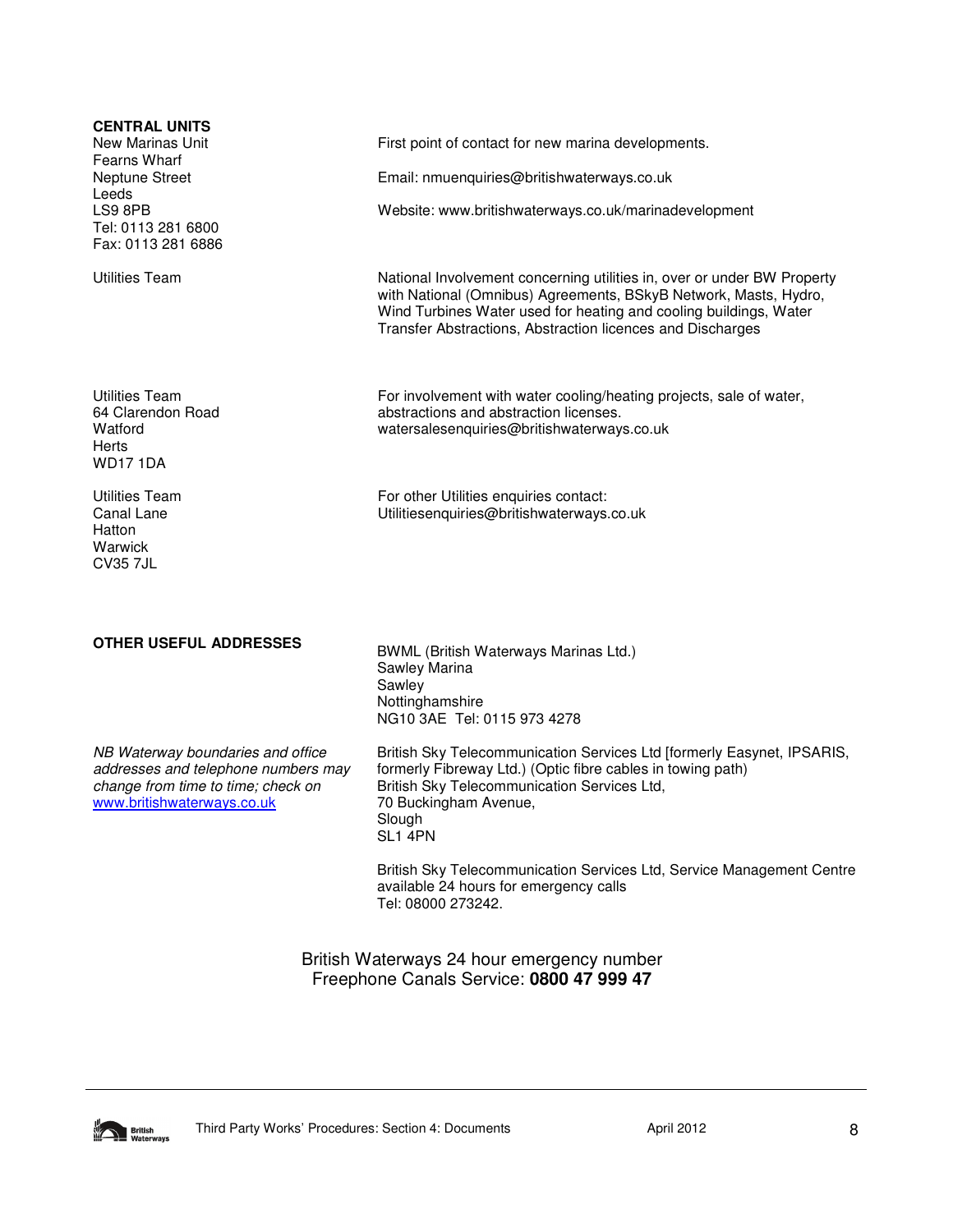**CENTRAL UNITS**

New Marinas Unit
Fearns Wharf
Neptune Street
Leeds
LS9 8PB
Tel: 0113 281 6800
Fax: 0113 281 6886

First point of contact for new marina developments.

Email: nmuenquiries@britishwaterways.co.uk

Website: www.britishwaterways.co.uk/marinadevelopment

Utilities Team

National Involvement concerning utilities in, over or under BW Property with National (Omnibus) Agreements, BSkyB Network, Masts, Hydro, Wind Turbines Water used for heating and cooling buildings, Water Transfer Abstractions, Abstraction licences and Discharges

Utilities Team
64 Clarendon Road
Watford
Herts
WD17 1DA

For involvement with water cooling/heating projects, sale of water, abstractions and abstraction licenses.
watersalesenquiries@britishwaterways.co.uk

Utilities Team
Canal Lane
Hatton
Warwick
CV35 7JL

For other Utilities enquiries contact:
Utilitiesenquiries@britishwaterways.co.uk

**OTHER USEFUL ADDRESSES**

BWML (British Waterways Marinas Ltd.)
Sawley Marina
Sawley
Nottinghamshire
NG10 3AE Tel: 0115 973 4278

*NB Waterway boundaries and office addresses and telephone numbers may change from time to time; check on* [www.britishwaterways.co.uk](http://www.britishwaterways.co.uk)

British Sky Telecommunication Services Ltd [formerly Easynet, IPSARIS, formerly Fibreway Ltd.) (Optic fibre cables in towing path)
British Sky Telecommunication Services Ltd,
70 Buckingham Avenue,
Slough
SL1 4PN

British Sky Telecommunication Services Ltd, Service Management Centre available 24 hours for emergency calls
Tel: 08000 273242.

British Waterways 24 hour emergency number
Freephone Canals Service: **0800 47 999 47**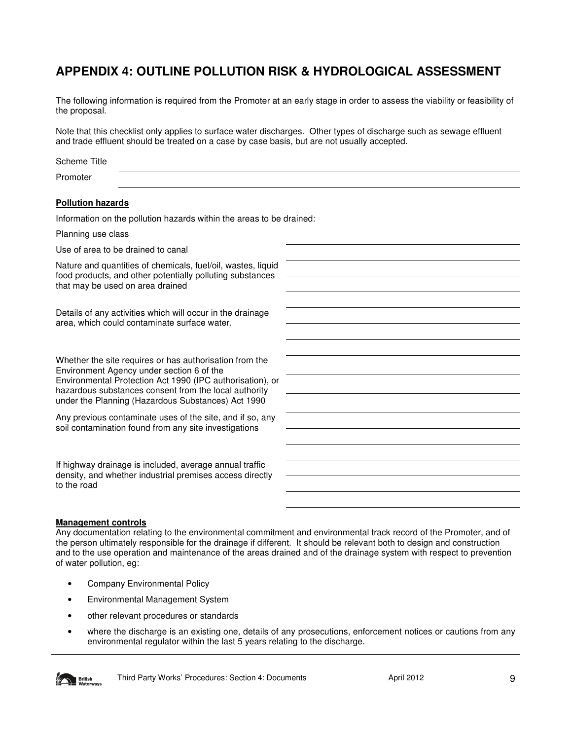# APPENDIX 4: OUTLINE POLLUTION RISK & HYDROLOGICAL ASSESSMENT

The following information is required from the Promoter at an early stage in order to assess the viability or feasibility of the proposal.

Note that this checklist only applies to surface water discharges. Other types of discharge such as sewage effluent and trade effluent should be treated on a case by case basis, but are not usually accepted.

Scheme Title ______________________________

Promoter ______________________________

**Pollution hazards**

Information on the pollution hazards within the areas to be drained:

Planning use class ______________________________

Use of area to be drained to canal ______________________________

Nature and quantities of chemicals, fuel/oil, wastes, liquid food products, and other potentially polluting substances that may be used on area drained ______________________________

Details of any activities which will occur in the drainage area, which could contaminate surface water. ______________________________

Whether the site requires or has authorisation from the Environment Agency under section 6 of the Environmental Protection Act 1990 (IPC authorisation), or hazardous substances consent from the local authority under the Planning (Hazardous Substances) Act 1990 ______________________________

Any previous contaminate uses of the site, and if so, any soil contamination found from any site investigations ______________________________

If highway drainage is included, average annual traffic density, and whether industrial premises access directly to the road ______________________________

**Management controls**

Any documentation relating to the environmental commitment and environmental track record of the Promoter, and of the person ultimately responsible for the drainage if different. It should be relevant both to design and construction and to the use operation and maintenance of the areas drained and of the drainage system with respect to prevention of water pollution, eg:

- Company Environmental Policy
- Environmental Management System
- other relevant procedures or standards
- where the discharge is an existing one, details of any prosecutions, enforcement notices or cautions from any environmental regulator within the last 5 years relating to the discharge.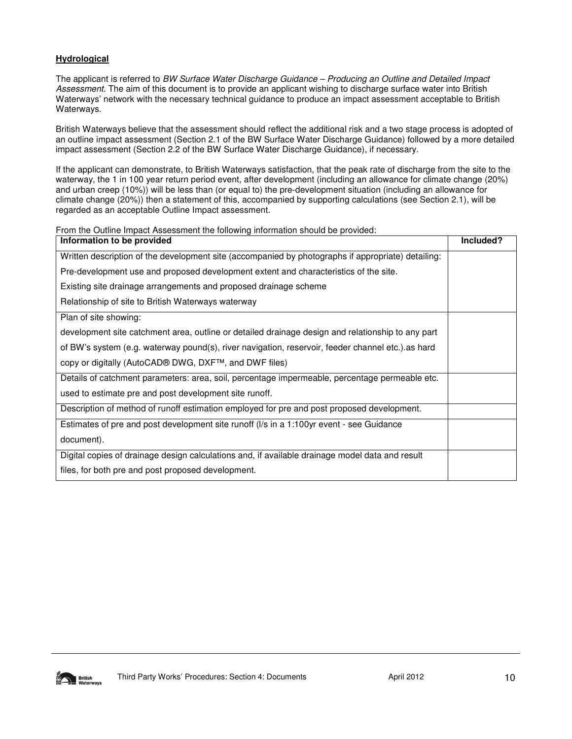**Hydrological**

The applicant is referred to *BW Surface Water Discharge Guidance – Producing an Outline and Detailed Impact Assessment*. The aim of this document is to provide an applicant wishing to discharge surface water into British Waterways' network with the necessary technical guidance to produce an impact assessment acceptable to British Waterways.

British Waterways believe that the assessment should reflect the additional risk and a two stage process is adopted of an outline impact assessment (Section 2.1 of the BW Surface Water Discharge Guidance) followed by a more detailed impact assessment (Section 2.2 of the BW Surface Water Discharge Guidance), if necessary.

If the applicant can demonstrate, to British Waterways satisfaction, that the peak rate of discharge from the site to the waterway, the 1 in 100 year return period event, after development (including an allowance for climate change (20%) and urban creep (10%)) will be less than (or equal to) the pre-development situation (including an allowance for climate change (20%)) then a statement of this, accompanied by supporting calculations (see Section 2.1), will be regarded as an acceptable Outline Impact assessment.

From the Outline Impact Assessment the following information should be provided:

| Information to be provided | Included? |
|---|---|
| Written description of the development site (accompanied by photographs if appropriate) detailing:<br>Pre-development use and proposed development extent and characteristics of the site.<br>Existing site drainage arrangements and proposed drainage scheme<br>Relationship of site to British Waterways waterway | |
| Plan of site showing:<br>development site catchment area, outline or detailed drainage design and relationship to any part of BW's system (e.g. waterway pound(s), river navigation, reservoir, feeder channel etc.).as hard copy or digitally (AutoCAD® DWG, DXF™, and DWF files) | |
| Details of catchment parameters: area, soil, percentage impermeable, percentage permeable etc. used to estimate pre and post development site runoff. | |
| Description of method of runoff estimation employed for pre and post proposed development. | |
| Estimates of pre and post development site runoff (l/s in a 1:100yr event - see Guidance document). | |
| Digital copies of drainage design calculations and, if available drainage model data and result files, for both pre and post proposed development. | |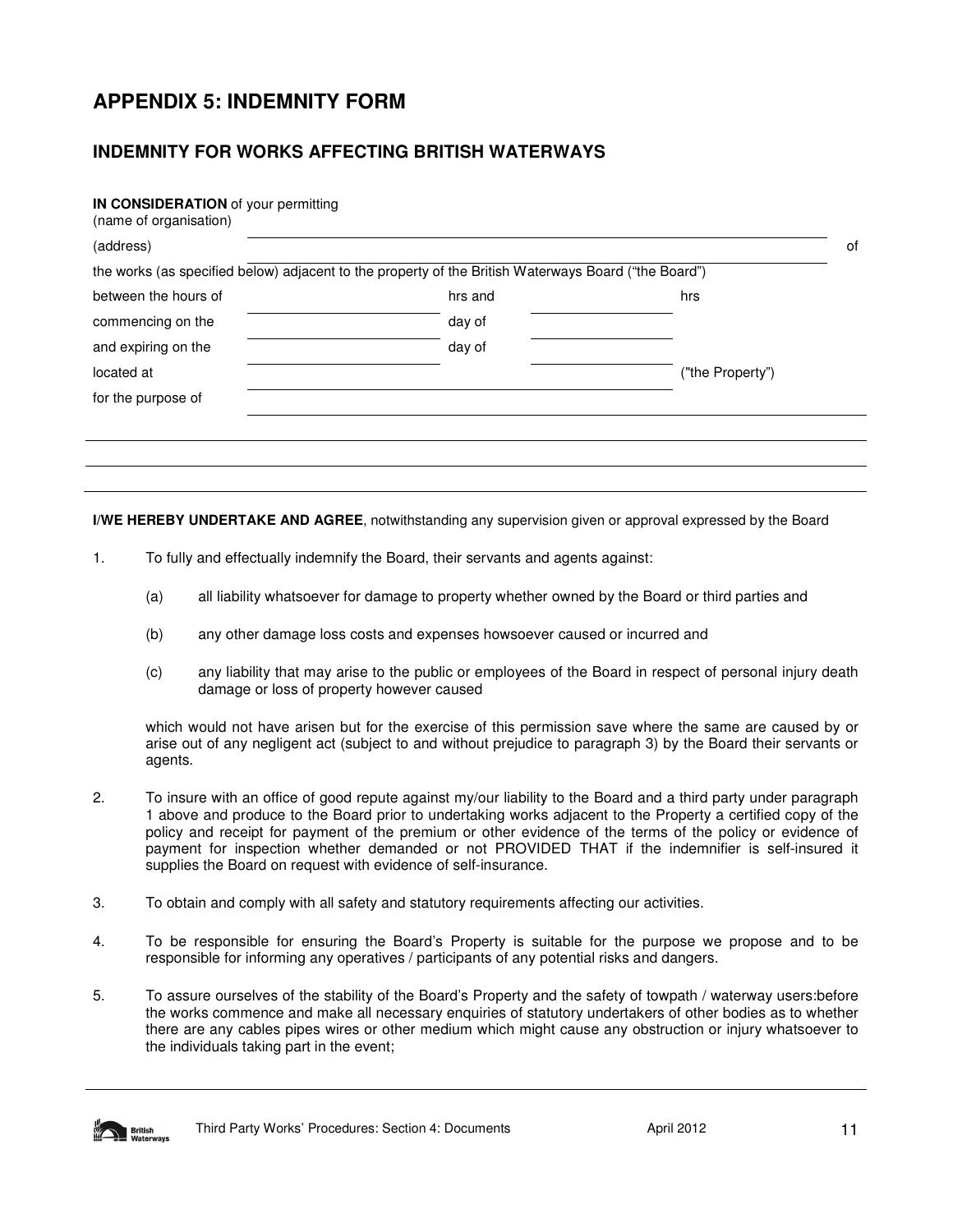## APPENDIX 5: INDEMNITY FORM

## INDEMNITY FOR WORKS AFFECTING BRITISH WATERWAYS

**IN CONSIDERATION** of your permitting
(name of organisation)

(address) \_\_\_\_\_\_\_\_\_\_\_\_\_\_\_\_\_\_\_\_\_\_\_\_\_\_\_\_\_\_\_\_\_\_\_\_\_\_\_\_ of

the works (as specified below) adjacent to the property of the British Waterways Board ("the Board")

between the hours of \_\_\_\_\_\_\_\_\_\_\_\_ hrs and \_\_\_\_\_\_\_\_\_\_\_\_ hrs

commencing on the \_\_\_\_\_\_\_\_\_\_\_\_ day of \_\_\_\_\_\_\_\_\_\_\_\_

and expiring on the \_\_\_\_\_\_\_\_\_\_\_\_ day of \_\_\_\_\_\_\_\_\_\_\_\_

located at \_\_\_\_\_\_\_\_\_\_\_\_\_\_\_\_\_\_\_\_\_\_\_\_ ("the Property")

for the purpose of \_\_\_\_\_\_\_\_\_\_\_\_\_\_\_\_\_\_\_\_\_\_\_\_

\_\_\_\_\_\_\_\_\_\_\_\_\_\_\_\_\_\_\_\_\_\_\_\_\_\_\_\_\_\_\_\_\_\_\_\_\_\_\_\_\_\_\_\_

\_\_\_\_\_\_\_\_\_\_\_\_\_\_\_\_\_\_\_\_\_\_\_\_\_\_\_\_\_\_\_\_\_\_\_\_\_\_\_\_\_\_\_\_

**I/WE HEREBY UNDERTAKE AND AGREE**, notwithstanding any supervision given or approval expressed by the Board

1. To fully and effectually indemnify the Board, their servants and agents against:

   (a) all liability whatsoever for damage to property whether owned by the Board or third parties and

   (b) any other damage loss costs and expenses howsoever caused or incurred and

   (c) any liability that may arise to the public or employees of the Board in respect of personal injury death damage or loss of property however caused

   which would not have arisen but for the exercise of this permission save where the same are caused by or arise out of any negligent act (subject to and without prejudice to paragraph 3) by the Board their servants or agents.

2. To insure with an office of good repute against my/our liability to the Board and a third party under paragraph 1 above and produce to the Board prior to undertaking works adjacent to the Property a certified copy of the policy and receipt for payment of the premium or other evidence of the terms of the policy or evidence of payment for inspection whether demanded or not PROVIDED THAT if the indemnifier is self-insured it supplies the Board on request with evidence of self-insurance.

3. To obtain and comply with all safety and statutory requirements affecting our activities.

4. To be responsible for ensuring the Board's Property is suitable for the purpose we propose and to be responsible for informing any operatives / participants of any potential risks and dangers.

5. To assure ourselves of the stability of the Board's Property and the safety of towpath / waterway users:before the works commence and make all necessary enquiries of statutory undertakers of other bodies as to whether there are any cables pipes wires or other medium which might cause any obstruction or injury whatsoever to the individuals taking part in the event;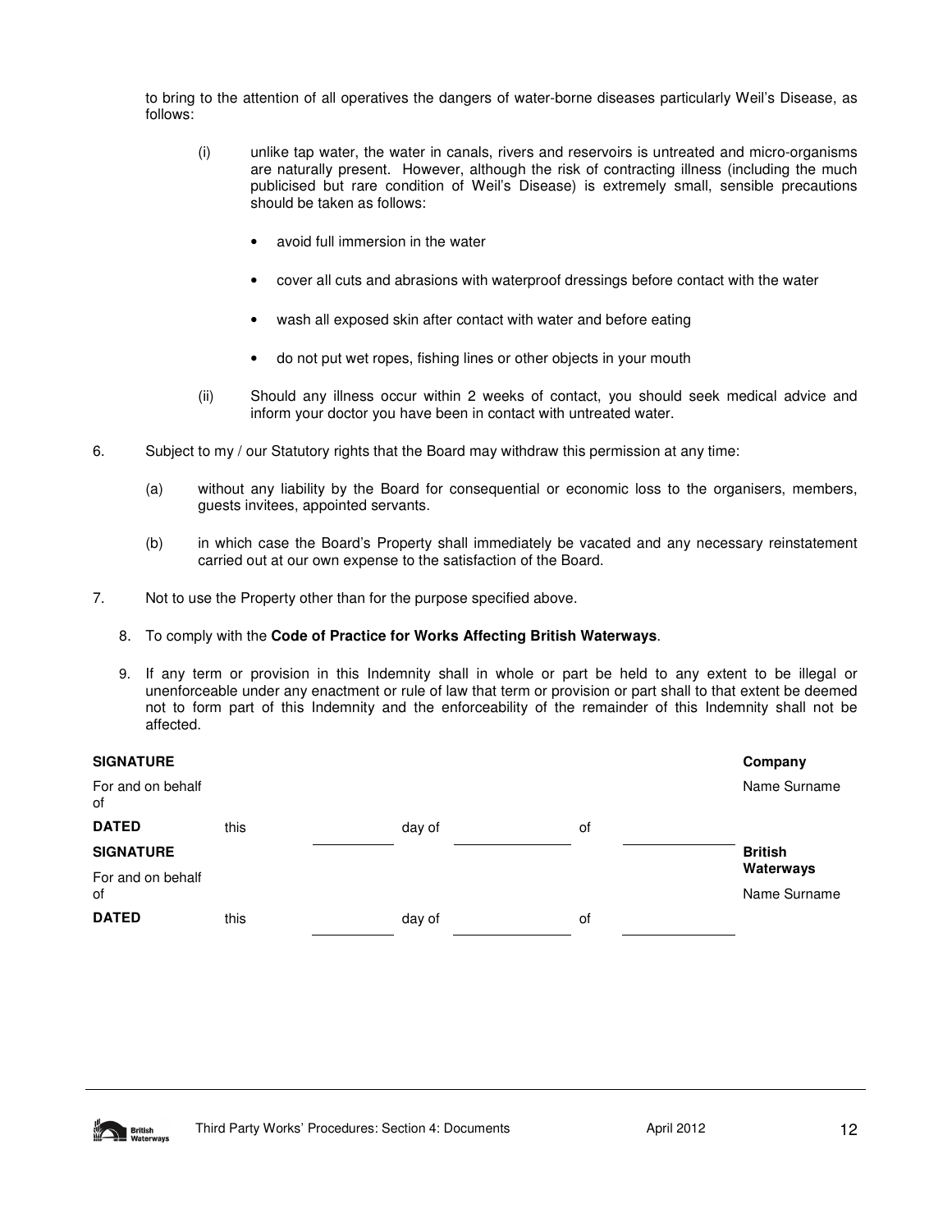to bring to the attention of all operatives the dangers of water-borne diseases particularly Weil's Disease, as follows:

(i) unlike tap water, the water in canals, rivers and reservoirs is untreated and micro-organisms are naturally present. However, although the risk of contracting illness (including the much publicised but rare condition of Weil's Disease) is extremely small, sensible precautions should be taken as follows:

- avoid full immersion in the water
- cover all cuts and abrasions with waterproof dressings before contact with the water
- wash all exposed skin after contact with water and before eating
- do not put wet ropes, fishing lines or other objects in your mouth

(ii) Should any illness occur within 2 weeks of contact, you should seek medical advice and inform your doctor you have been in contact with untreated water.

6. Subject to my / our Statutory rights that the Board may withdraw this permission at any time:

   (a) without any liability by the Board for consequential or economic loss to the organisers, members, guests invitees, appointed servants.

   (b) in which case the Board's Property shall immediately be vacated and any necessary reinstatement carried out at our own expense to the satisfaction of the Board.

7. Not to use the Property other than for the purpose specified above.

8. To comply with the **Code of Practice for Works Affecting British Waterways**.

9. If any term or provision in this Indemnity shall in whole or part be held to any extent to be illegal or unenforceable under any enactment or rule of law that term or provision or part shall to that extent be deemed not to form part of this Indemnity and the enforceability of the remainder of this Indemnity shall not be affected.

**SIGNATURE** **Company**

For and on behalf of Name Surname

**DATED** this ________ day of ____________ of ____________

**SIGNATURE** **British Waterways**

For and on behalf of Name Surname

**DATED** this ________ day of ____________ of ____________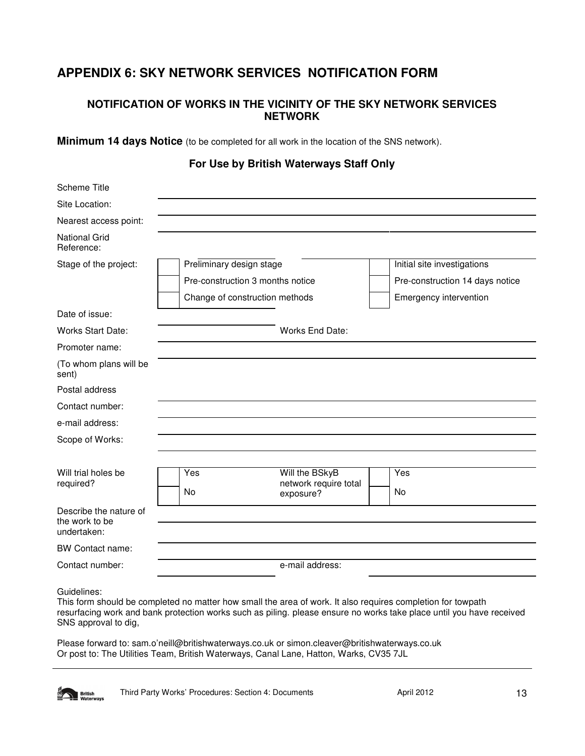# APPENDIX 6: SKY NETWORK SERVICES NOTIFICATION FORM

## NOTIFICATION OF WORKS IN THE VICINITY OF THE SKY NETWORK SERVICES NETWORK

**Minimum 14 days Notice** (to be completed for all work in the location of the SNS network).

### For Use by British Waterways Staff Only

| | | | | |
|---|---|---|---|---|
| Scheme Title | | | | |
| Site Location: | | | | |
| Nearest access point: | | | | |
| National Grid Reference: | | | | |
| Stage of the project: | ☐ Preliminary design stage | | ☐ Initial site investigations | |
| | ☐ Pre-construction 3 months notice | | ☐ Pre-construction 14 days notice | |
| | ☐ Change of construction methods | | ☐ Emergency intervention | |
| Date of issue: | | | | |
| Works Start Date: | | Works End Date: | | |
| Promoter name: | | | | |
| (To whom plans will be sent) | | | | |
| Postal address | | | | |
| Contact number: | | | | |
| e-mail address: | | | | |
| Scope of Works: | | | | |
| Will trial holes be required? | ☐ Yes ☐ No | Will the BSkyB network require total exposure? | ☐ Yes ☐ No | |
| Describe the nature of the work to be undertaken: | | | | |
| BW Contact name: | | | | |
| Contact number: | | e-mail address: | | |

Guidelines:
This form should be completed no matter how small the area of work. It also requires completion for towpath resurfacing work and bank protection works such as piling. please ensure no works take place until you have received SNS approval to dig,

Please forward to: sam.o'neill@britishwaterways.co.uk or simon.cleaver@britishwaterways.co.uk
Or post to: The Utilities Team, British Waterways, Canal Lane, Hatton, Warks, CV35 7JL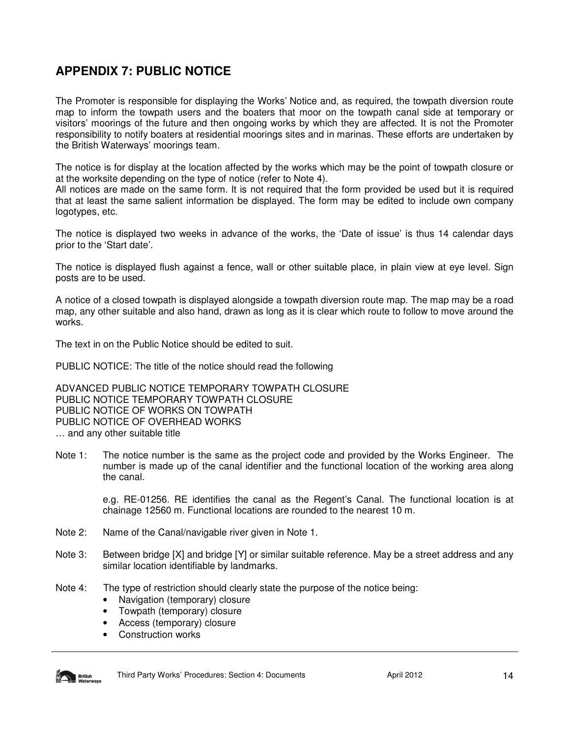## APPENDIX 7: PUBLIC NOTICE

The Promoter is responsible for displaying the Works' Notice and, as required, the towpath diversion route map to inform the towpath users and the boaters that moor on the towpath canal side at temporary or visitors' moorings of the future and then ongoing works by which they are affected. It is not the Promoter responsibility to notify boaters at residential moorings sites and in marinas. These efforts are undertaken by the British Waterways' moorings team.

The notice is for display at the location affected by the works which may be the point of towpath closure or at the worksite depending on the type of notice (refer to Note 4).
All notices are made on the same form. It is not required that the form provided be used but it is required that at least the same salient information be displayed. The form may be edited to include own company logotypes, etc.

The notice is displayed two weeks in advance of the works, the 'Date of issue' is thus 14 calendar days prior to the 'Start date'.

The notice is displayed flush against a fence, wall or other suitable place, in plain view at eye level. Sign posts are to be used.

A notice of a closed towpath is displayed alongside a towpath diversion route map. The map may be a road map, any other suitable and also hand, drawn as long as it is clear which route to follow to move around the works.

The text in on the Public Notice should be edited to suit.

PUBLIC NOTICE: The title of the notice should read the following

ADVANCED PUBLIC NOTICE TEMPORARY TOWPATH CLOSURE
PUBLIC NOTICE TEMPORARY TOWPATH CLOSURE
PUBLIC NOTICE OF WORKS ON TOWPATH
PUBLIC NOTICE OF OVERHEAD WORKS
… and any other suitable title

Note 1: The notice number is the same as the project code and provided by the Works Engineer. The number is made up of the canal identifier and the functional location of the working area along the canal.

e.g. RE-01256. RE identifies the canal as the Regent's Canal. The functional location is at chainage 12560 m. Functional locations are rounded to the nearest 10 m.

Note 2: Name of the Canal/navigable river given in Note 1.

Note 3: Between bridge [X] and bridge [Y] or similar suitable reference. May be a street address and any similar location identifiable by landmarks.

Note 4: The type of restriction should clearly state the purpose of the notice being:

- Navigation (temporary) closure
- Towpath (temporary) closure
- Access (temporary) closure
- Construction works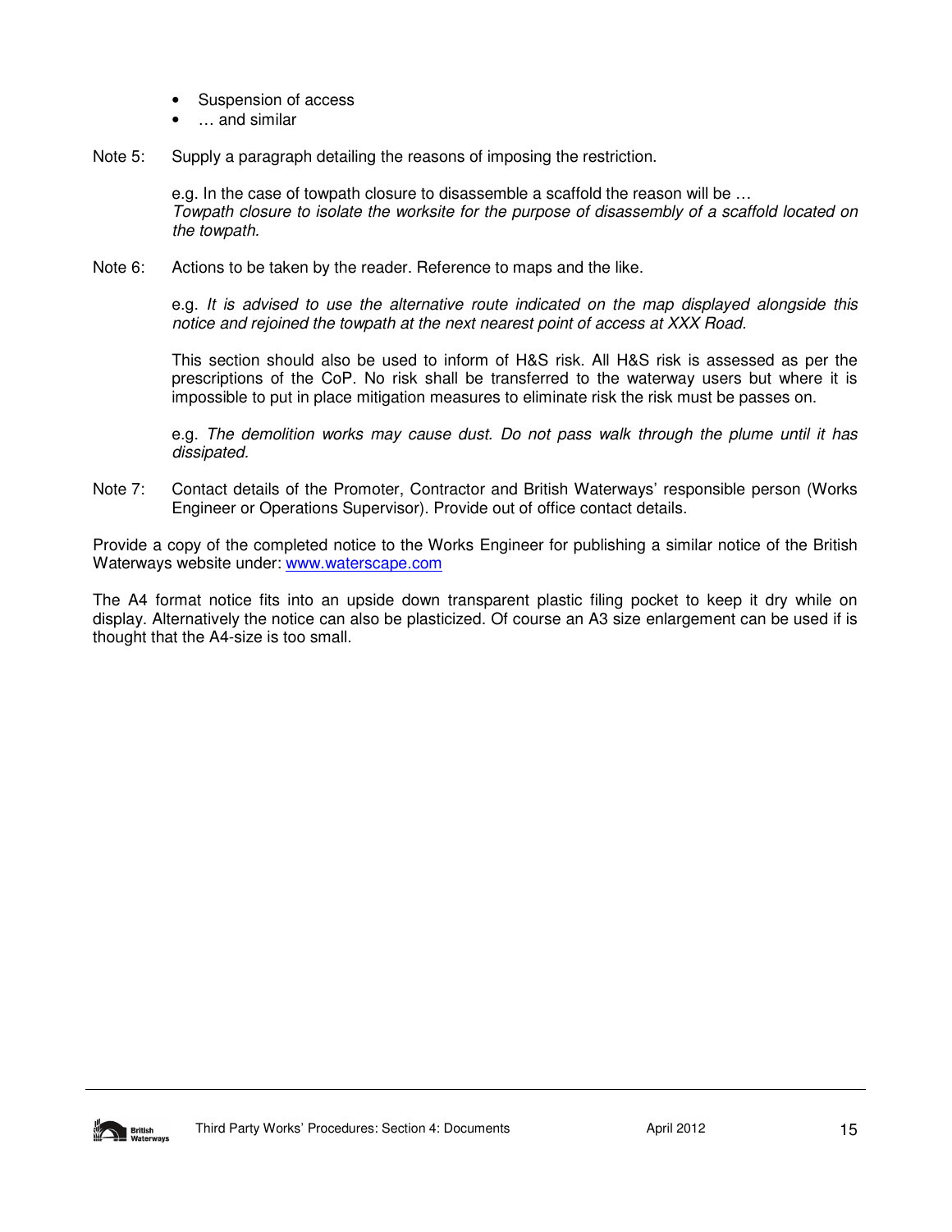- Suspension of access
- … and similar

Note 5: Supply a paragraph detailing the reasons of imposing the restriction.

e.g. In the case of towpath closure to disassemble a scaffold the reason will be …
*Towpath closure to isolate the worksite for the purpose of disassembly of a scaffold located on the towpath.*

Note 6: Actions to be taken by the reader. Reference to maps and the like.

e.g. *It is advised to use the alternative route indicated on the map displayed alongside this notice and rejoined the towpath at the next nearest point of access at XXX Road.*

This section should also be used to inform of H&S risk. All H&S risk is assessed as per the prescriptions of the CoP. No risk shall be transferred to the waterway users but where it is impossible to put in place mitigation measures to eliminate risk the risk must be passes on.

e.g. *The demolition works may cause dust. Do not pass walk through the plume until it has dissipated.*

Note 7: Contact details of the Promoter, Contractor and British Waterways' responsible person (Works Engineer or Operations Supervisor). Provide out of office contact details.

Provide a copy of the completed notice to the Works Engineer for publishing a similar notice of the British Waterways website under: [www.waterscape.com](http://www.waterscape.com)

The A4 format notice fits into an upside down transparent plastic filing pocket to keep it dry while on display. Alternatively the notice can also be plasticized. Of course an A3 size enlargement can be used if is thought that the A4-size is too small.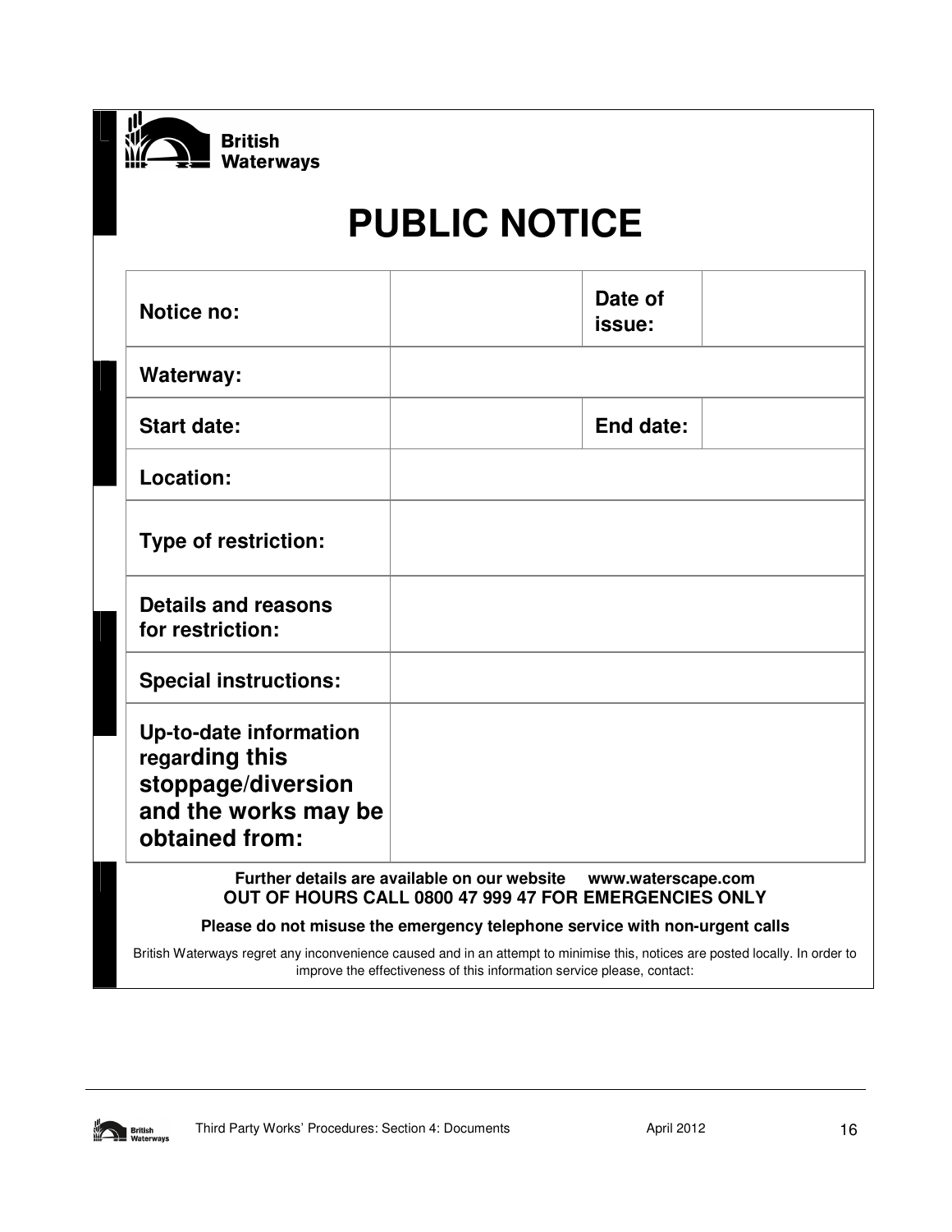British Waterways

# PUBLIC NOTICE

| Notice no: | | Date of issue: | |
|---|---|---|---|
| Waterway: | | | |
| Start date: | | End date: | |
| Location: | | | |
| Type of restriction: | | | |
| Details and reasons for restriction: | | | |
| Special instructions: | | | |
| Up-to-date information regarding this stoppage/diversion and the works may be obtained from: | | | |

**Further details are available on our website www.waterscape.com**
**OUT OF HOURS CALL 0800 47 999 47 FOR EMERGENCIES ONLY**

**Please do not misuse the emergency telephone service with non-urgent calls**

British Waterways regret any inconvenience caused and in an attempt to minimise this, notices are posted locally. In order to improve the effectiveness of this information service please, contact: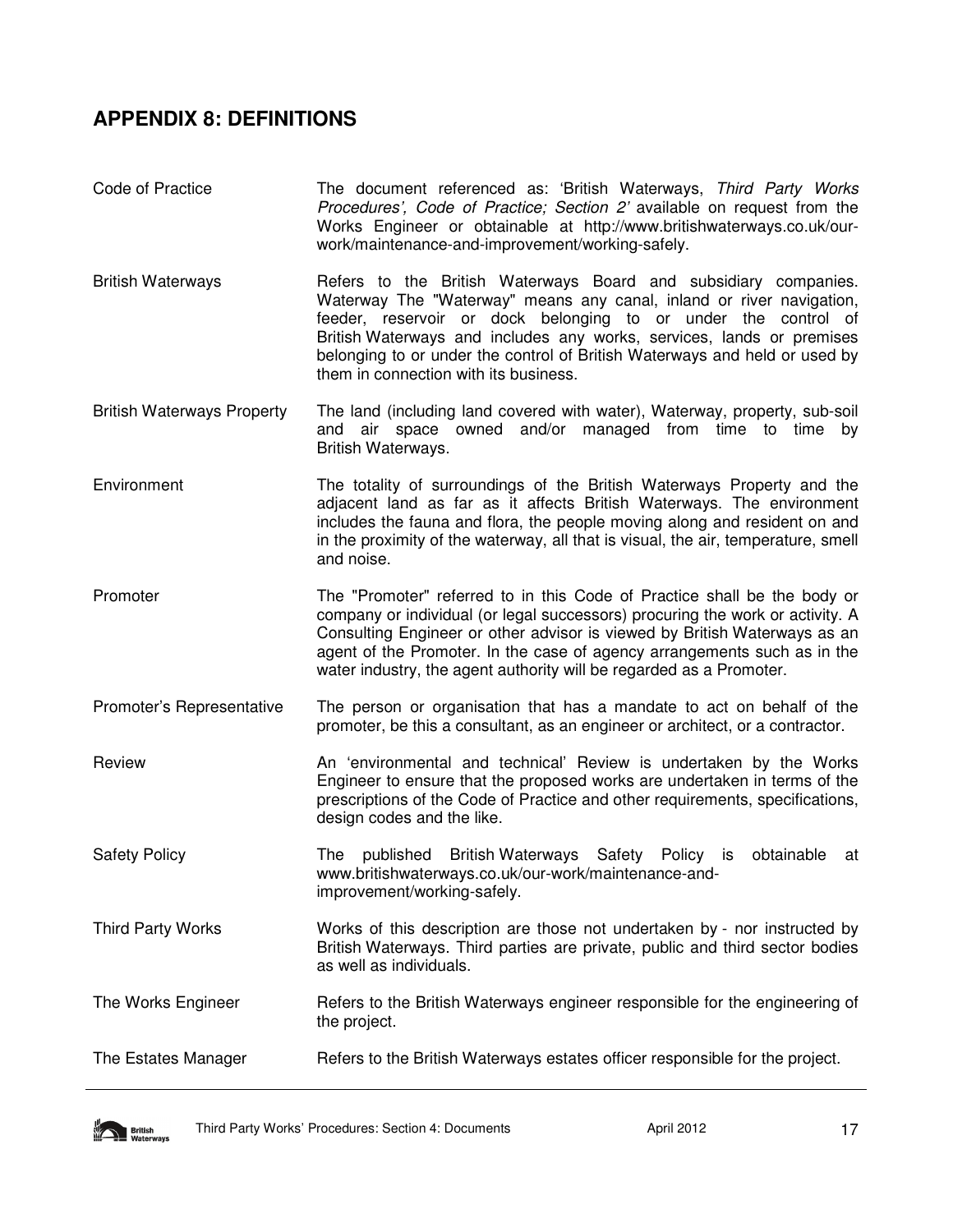## APPENDIX 8: DEFINITIONS

| | |
|---|---|
| Code of Practice | The document referenced as: 'British Waterways, *Third Party Works Procedures', Code of Practice; Section 2'* available on request from the Works Engineer or obtainable at http://www.britishwaterways.co.uk/our-work/maintenance-and-improvement/working-safely. |
| British Waterways | Refers to the British Waterways Board and subsidiary companies. Waterway The "Waterway" means any canal, inland or river navigation, feeder, reservoir or dock belonging to or under the control of British Waterways and includes any works, services, lands or premises belonging to or under the control of British Waterways and held or used by them in connection with its business. |
| British Waterways Property | The land (including land covered with water), Waterway, property, sub-soil and air space owned and/or managed from time to time by British Waterways. |
| Environment | The totality of surroundings of the British Waterways Property and the adjacent land as far as it affects British Waterways. The environment includes the fauna and flora, the people moving along and resident on and in the proximity of the waterway, all that is visual, the air, temperature, smell and noise. |
| Promoter | The "Promoter" referred to in this Code of Practice shall be the body or company or individual (or legal successors) procuring the work or activity. A Consulting Engineer or other advisor is viewed by British Waterways as an agent of the Promoter. In the case of agency arrangements such as in the water industry, the agent authority will be regarded as a Promoter. |
| Promoter's Representative | The person or organisation that has a mandate to act on behalf of the promoter, be this a consultant, as an engineer or architect, or a contractor. |
| Review | An 'environmental and technical' Review is undertaken by the Works Engineer to ensure that the proposed works are undertaken in terms of the prescriptions of the Code of Practice and other requirements, specifications, design codes and the like. |
| Safety Policy | The published British Waterways Safety Policy is obtainable at www.britishwaterways.co.uk/our-work/maintenance-and-improvement/working-safely. |
| Third Party Works | Works of this description are those not undertaken by - nor instructed by British Waterways. Third parties are private, public and third sector bodies as well as individuals. |
| The Works Engineer | Refers to the British Waterways engineer responsible for the engineering of the project. |
| The Estates Manager | Refers to the British Waterways estates officer responsible for the project. |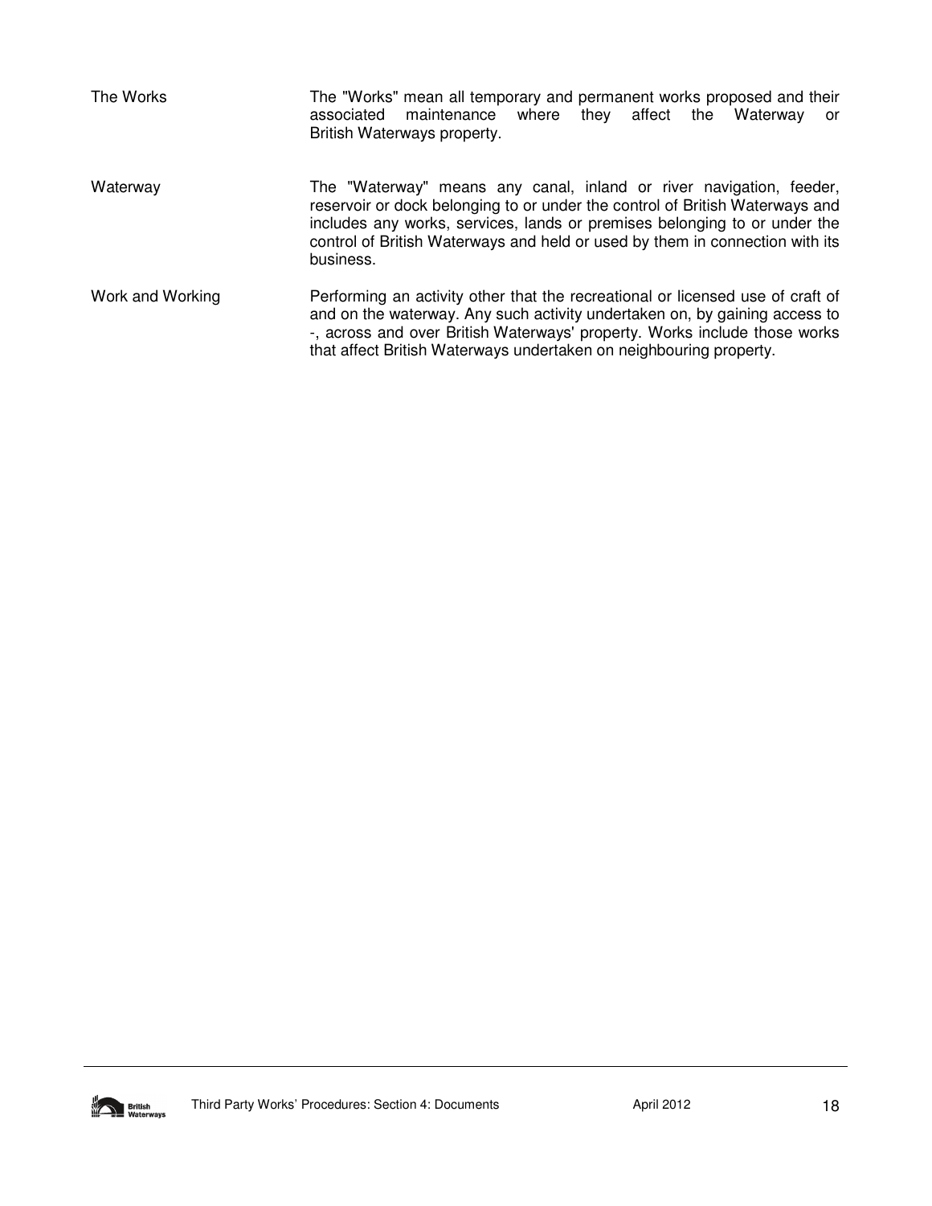| | |
|---|---|
| The Works | The "Works" mean all temporary and permanent works proposed and their associated maintenance where they affect the Waterway or British Waterways property. |
| Waterway | The "Waterway" means any canal, inland or river navigation, feeder, reservoir or dock belonging to or under the control of British Waterways and includes any works, services, lands or premises belonging to or under the control of British Waterways and held or used by them in connection with its business. |
| Work and Working | Performing an activity other that the recreational or licensed use of craft of and on the waterway. Any such activity undertaken on, by gaining access to -, across and over British Waterways' property. Works include those works that affect British Waterways undertaken on neighbouring property. |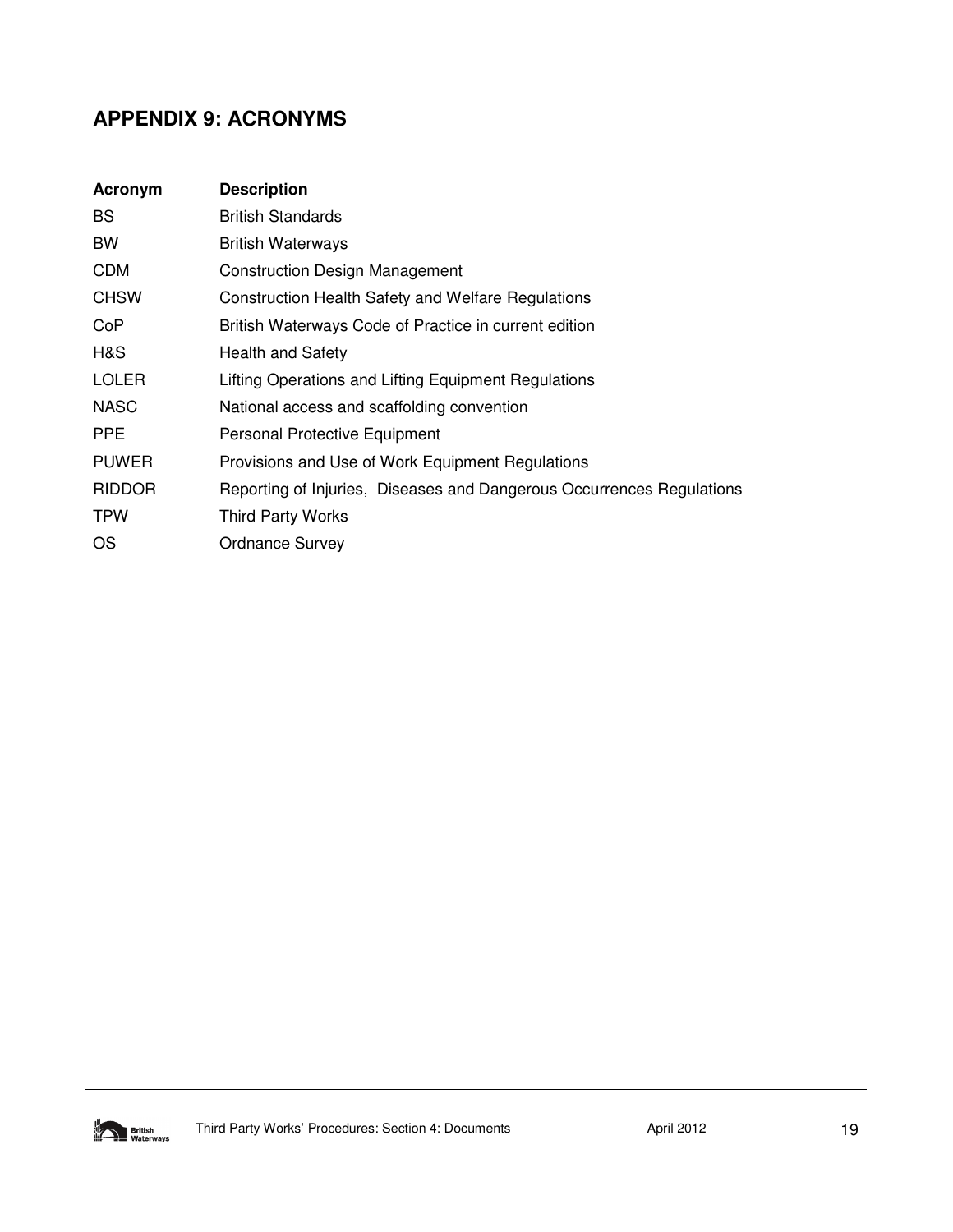## APPENDIX 9: ACRONYMS

| Acronym | Description |
|---|---|
| BS | British Standards |
| BW | British Waterways |
| CDM | Construction Design Management |
| CHSW | Construction Health Safety and Welfare Regulations |
| CoP | British Waterways Code of Practice in current edition |
| H&S | Health and Safety |
| LOLER | Lifting Operations and Lifting Equipment Regulations |
| NASC | National access and scaffolding convention |
| PPE | Personal Protective Equipment |
| PUWER | Provisions and Use of Work Equipment Regulations |
| RIDDOR | Reporting of Injuries, Diseases and Dangerous Occurrences Regulations |
| TPW | Third Party Works |
| OS | Ordnance Survey |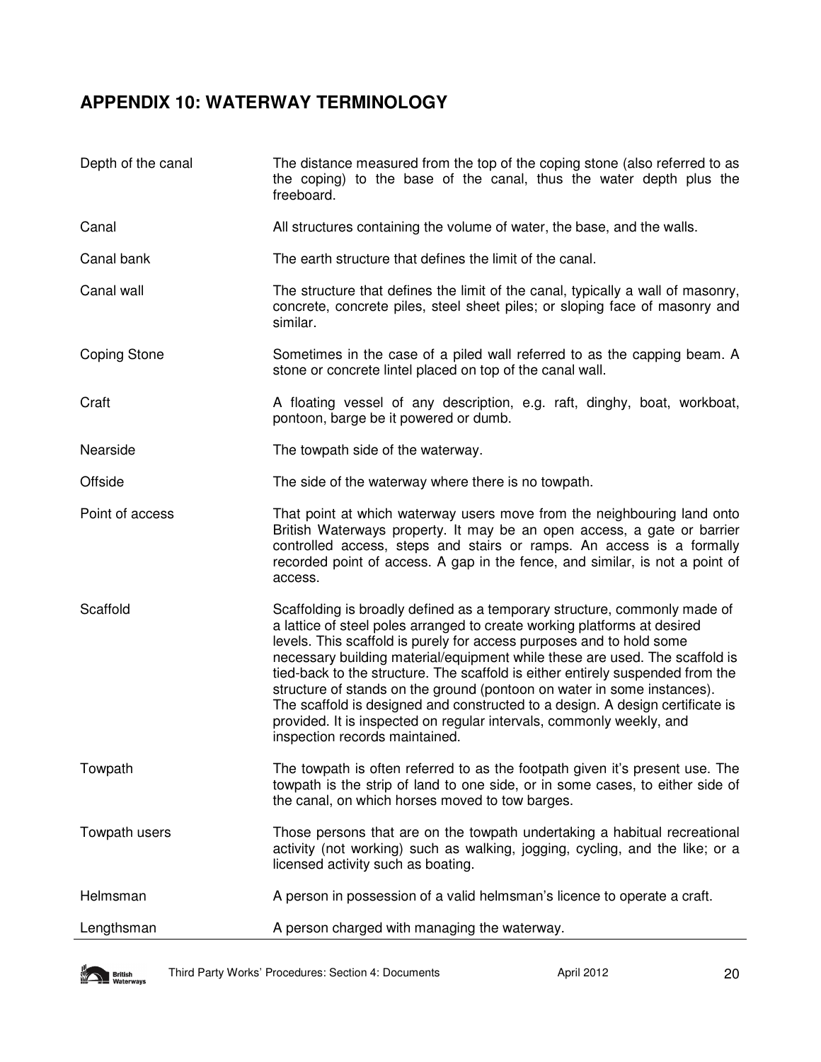## APPENDIX 10: WATERWAY TERMINOLOGY

| | |
|---|---|
| Depth of the canal | The distance measured from the top of the coping stone (also referred to as the coping) to the base of the canal, thus the water depth plus the freeboard. |
| Canal | All structures containing the volume of water, the base, and the walls. |
| Canal bank | The earth structure that defines the limit of the canal. |
| Canal wall | The structure that defines the limit of the canal, typically a wall of masonry, concrete, concrete piles, steel sheet piles; or sloping face of masonry and similar. |
| Coping Stone | Sometimes in the case of a piled wall referred to as the capping beam. A stone or concrete lintel placed on top of the canal wall. |
| Craft | A floating vessel of any description, e.g. raft, dinghy, boat, workboat, pontoon, barge be it powered or dumb. |
| Nearside | The towpath side of the waterway. |
| Offside | The side of the waterway where there is no towpath. |
| Point of access | That point at which waterway users move from the neighbouring land onto British Waterways property. It may be an open access, a gate or barrier controlled access, steps and stairs or ramps. An access is a formally recorded point of access. A gap in the fence, and similar, is not a point of access. |
| Scaffold | Scaffolding is broadly defined as a temporary structure, commonly made of a lattice of steel poles arranged to create working platforms at desired levels. This scaffold is purely for access purposes and to hold some necessary building material/equipment while these are used. The scaffold is tied-back to the structure. The scaffold is either entirely suspended from the structure of stands on the ground (pontoon on water in some instances). The scaffold is designed and constructed to a design. A design certificate is provided. It is inspected on regular intervals, commonly weekly, and inspection records maintained. |
| Towpath | The towpath is often referred to as the footpath given it's present use. The towpath is the strip of land to one side, or in some cases, to either side of the canal, on which horses moved to tow barges. |
| Towpath users | Those persons that are on the towpath undertaking a habitual recreational activity (not working) such as walking, jogging, cycling, and the like; or a licensed activity such as boating. |
| Helmsman | A person in possession of a valid helmsman's licence to operate a craft. |
| Lengthsman | A person charged with managing the waterway. |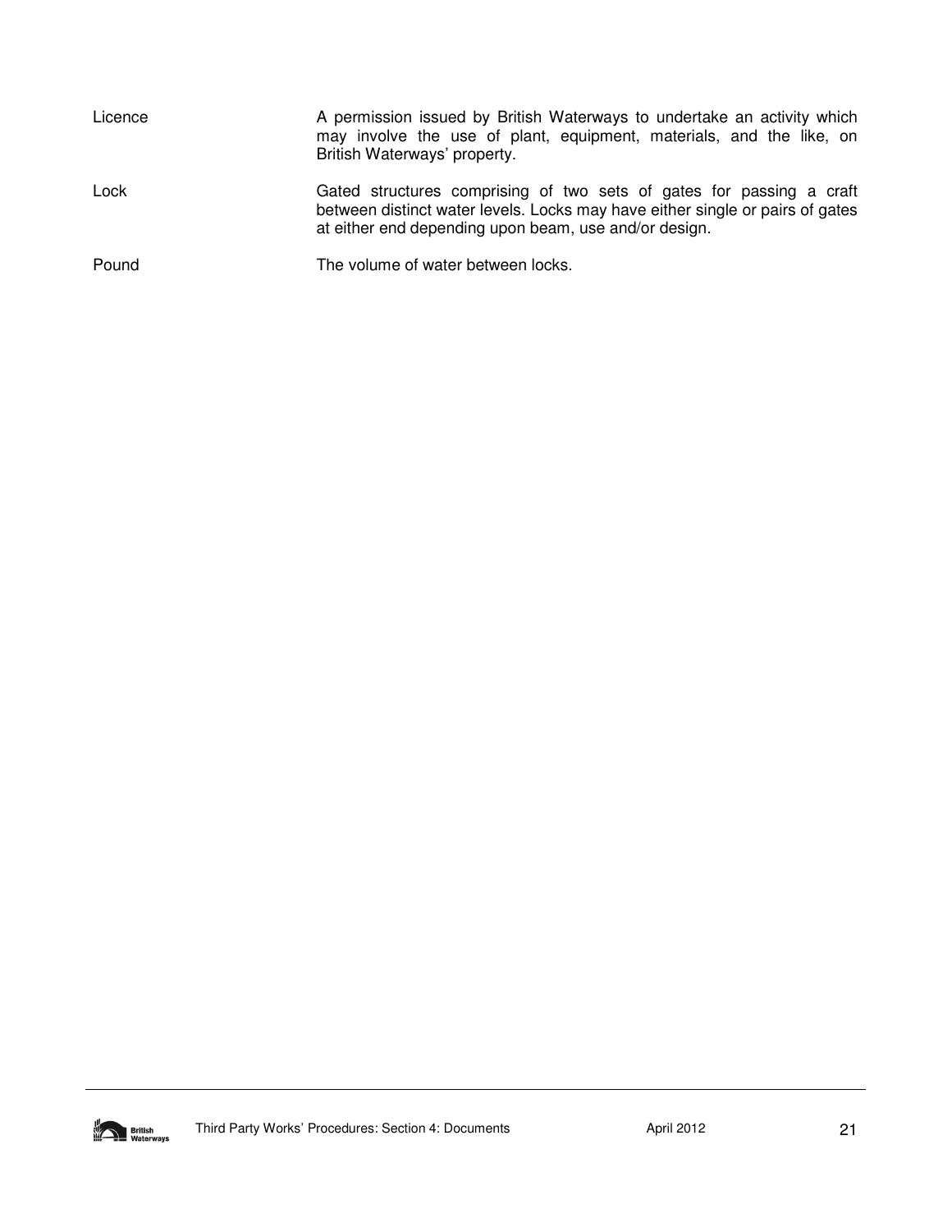| | |
|---|---|
| Licence | A permission issued by British Waterways to undertake an activity which may involve the use of plant, equipment, materials, and the like, on British Waterways' property. |
| Lock | Gated structures comprising of two sets of gates for passing a craft between distinct water levels. Locks may have either single or pairs of gates at either end depending upon beam, use and/or design. |
| Pound | The volume of water between locks. |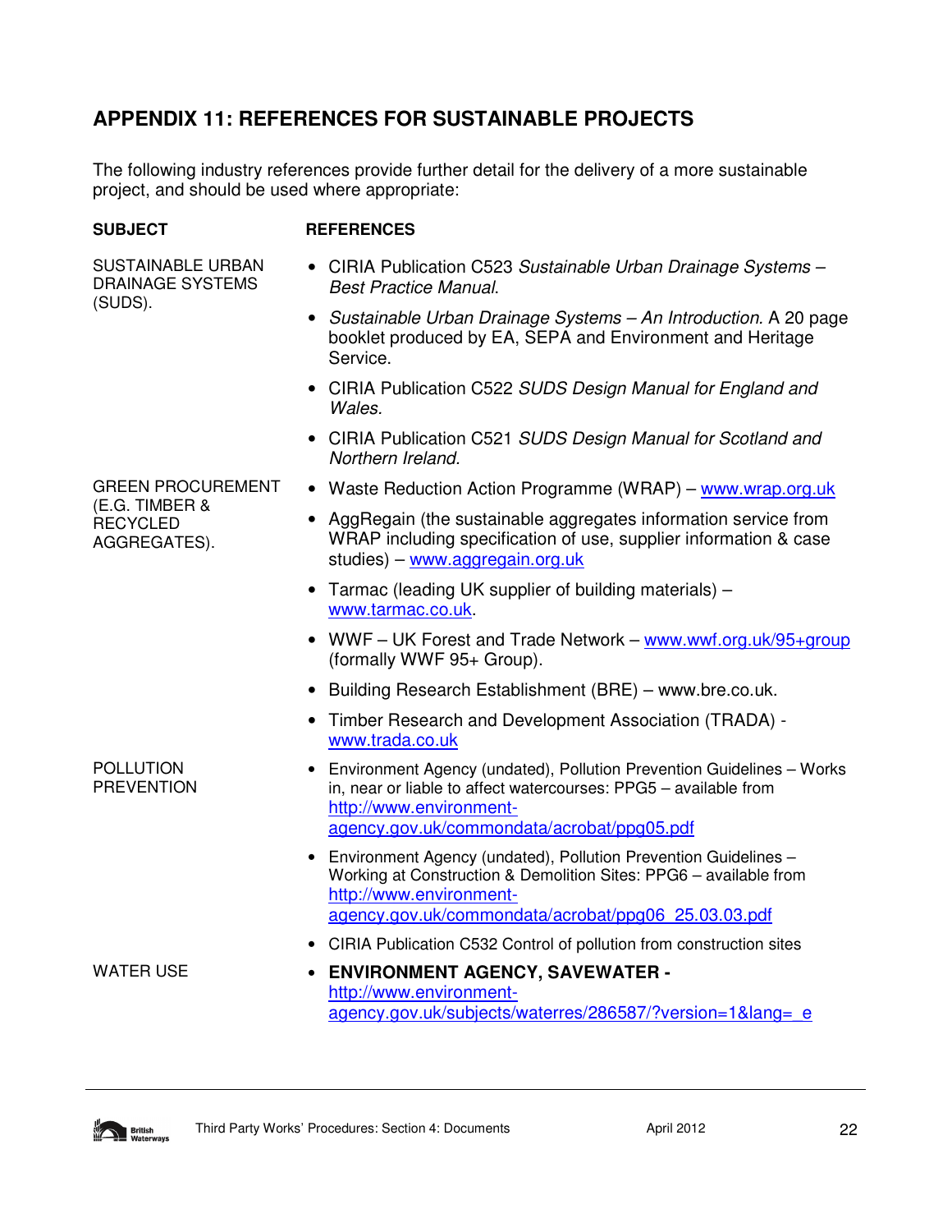## APPENDIX 11: REFERENCES FOR SUSTAINABLE PROJECTS

The following industry references provide further detail for the delivery of a more sustainable project, and should be used where appropriate:

| SUBJECT | REFERENCES |
|---|---|
| SUSTAINABLE URBAN DRAINAGE SYSTEMS (SUDS). | • CIRIA Publication C523 *Sustainable Urban Drainage Systems – Best Practice Manual*.<br>• *Sustainable Urban Drainage Systems – An Introduction.* A 20 page booklet produced by EA, SEPA and Environment and Heritage Service.<br>• CIRIA Publication C522 *SUDS Design Manual for England and Wales.*<br>• CIRIA Publication C521 *SUDS Design Manual for Scotland and Northern Ireland.* |
| GREEN PROCUREMENT (E.G. TIMBER & RECYCLED AGGREGATES). | • Waste Reduction Action Programme (WRAP) – www.wrap.org.uk<br>• AggRegain (the sustainable aggregates information service from WRAP including specification of use, supplier information & case studies) – www.aggregain.org.uk<br>• Tarmac (leading UK supplier of building materials) – www.tarmac.co.uk.<br>• WWF – UK Forest and Trade Network – www.wwf.org.uk/95+group (formally WWF 95+ Group).<br>• Building Research Establishment (BRE) – www.bre.co.uk.<br>• Timber Research and Development Association (TRADA) - www.trada.co.uk |
| POLLUTION PREVENTION | • Environment Agency (undated), Pollution Prevention Guidelines – Works in, near or liable to affect watercourses: PPG5 – available from http://www.environment-agency.gov.uk/commondata/acrobat/ppg05.pdf<br>• Environment Agency (undated), Pollution Prevention Guidelines – Working at Construction & Demolition Sites: PPG6 – available from http://www.environment-agency.gov.uk/commondata/acrobat/ppg06_25.03.03.pdf<br>• CIRIA Publication C532 Control of pollution from construction sites |
| WATER USE | • **ENVIRONMENT AGENCY, SAVEWATER -** http://www.environment-agency.gov.uk/subjects/waterres/286587/?version=1&lang=_e |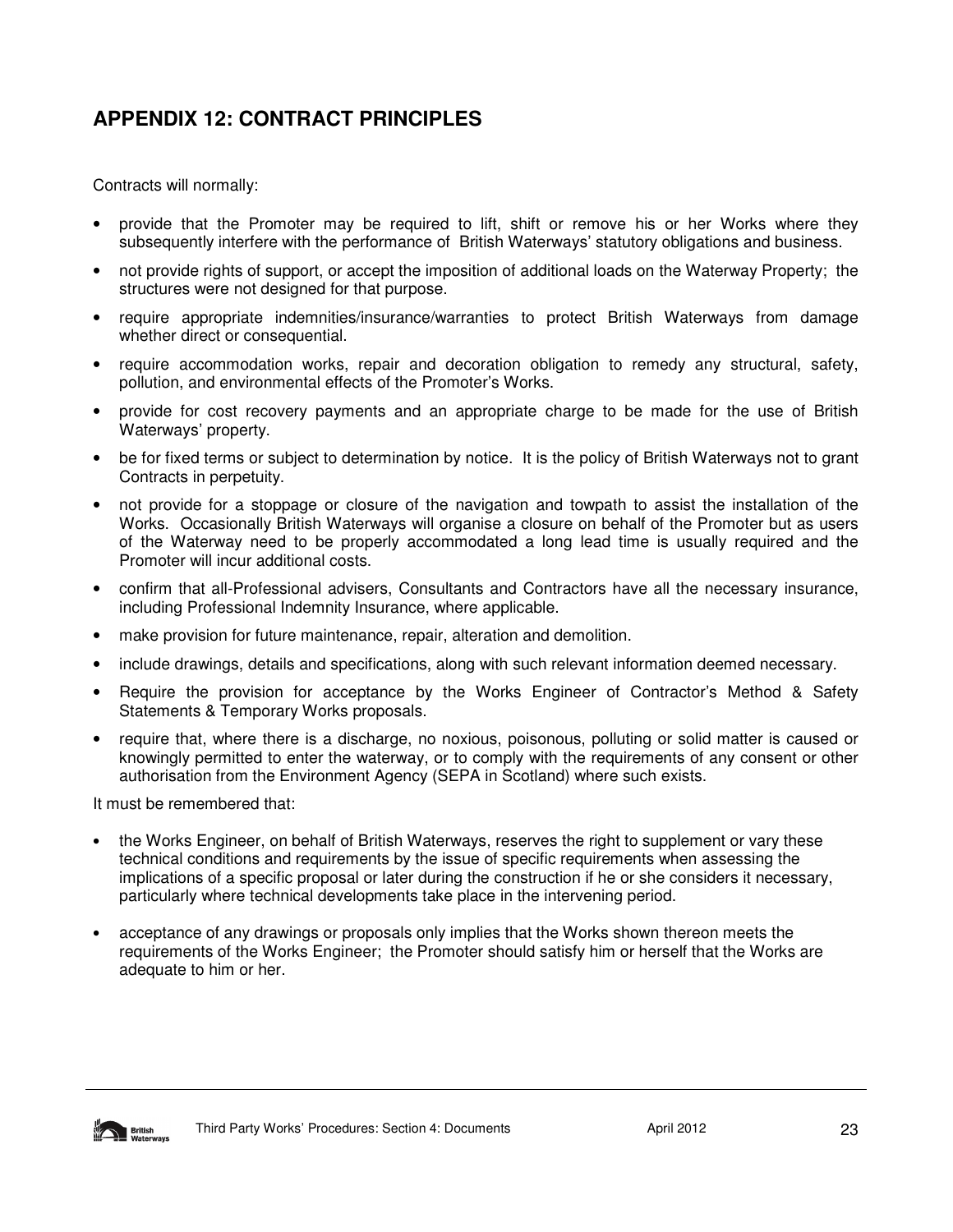## APPENDIX 12: CONTRACT PRINCIPLES

Contracts will normally:

- provide that the Promoter may be required to lift, shift or remove his or her Works where they subsequently interfere with the performance of British Waterways' statutory obligations and business.
- not provide rights of support, or accept the imposition of additional loads on the Waterway Property; the structures were not designed for that purpose.
- require appropriate indemnities/insurance/warranties to protect British Waterways from damage whether direct or consequential.
- require accommodation works, repair and decoration obligation to remedy any structural, safety, pollution, and environmental effects of the Promoter's Works.
- provide for cost recovery payments and an appropriate charge to be made for the use of British Waterways' property.
- be for fixed terms or subject to determination by notice. It is the policy of British Waterways not to grant Contracts in perpetuity.
- not provide for a stoppage or closure of the navigation and towpath to assist the installation of the Works. Occasionally British Waterways will organise a closure on behalf of the Promoter but as users of the Waterway need to be properly accommodated a long lead time is usually required and the Promoter will incur additional costs.
- confirm that all-Professional advisers, Consultants and Contractors have all the necessary insurance, including Professional Indemnity Insurance, where applicable.
- make provision for future maintenance, repair, alteration and demolition.
- include drawings, details and specifications, along with such relevant information deemed necessary.
- Require the provision for acceptance by the Works Engineer of Contractor's Method & Safety Statements & Temporary Works proposals.
- require that, where there is a discharge, no noxious, poisonous, polluting or solid matter is caused or knowingly permitted to enter the waterway, or to comply with the requirements of any consent or other authorisation from the Environment Agency (SEPA in Scotland) where such exists.

It must be remembered that:

- the Works Engineer, on behalf of British Waterways, reserves the right to supplement or vary these technical conditions and requirements by the issue of specific requirements when assessing the implications of a specific proposal or later during the construction if he or she considers it necessary, particularly where technical developments take place in the intervening period.
- acceptance of any drawings or proposals only implies that the Works shown thereon meets the requirements of the Works Engineer; the Promoter should satisfy him or herself that the Works are adequate to him or her.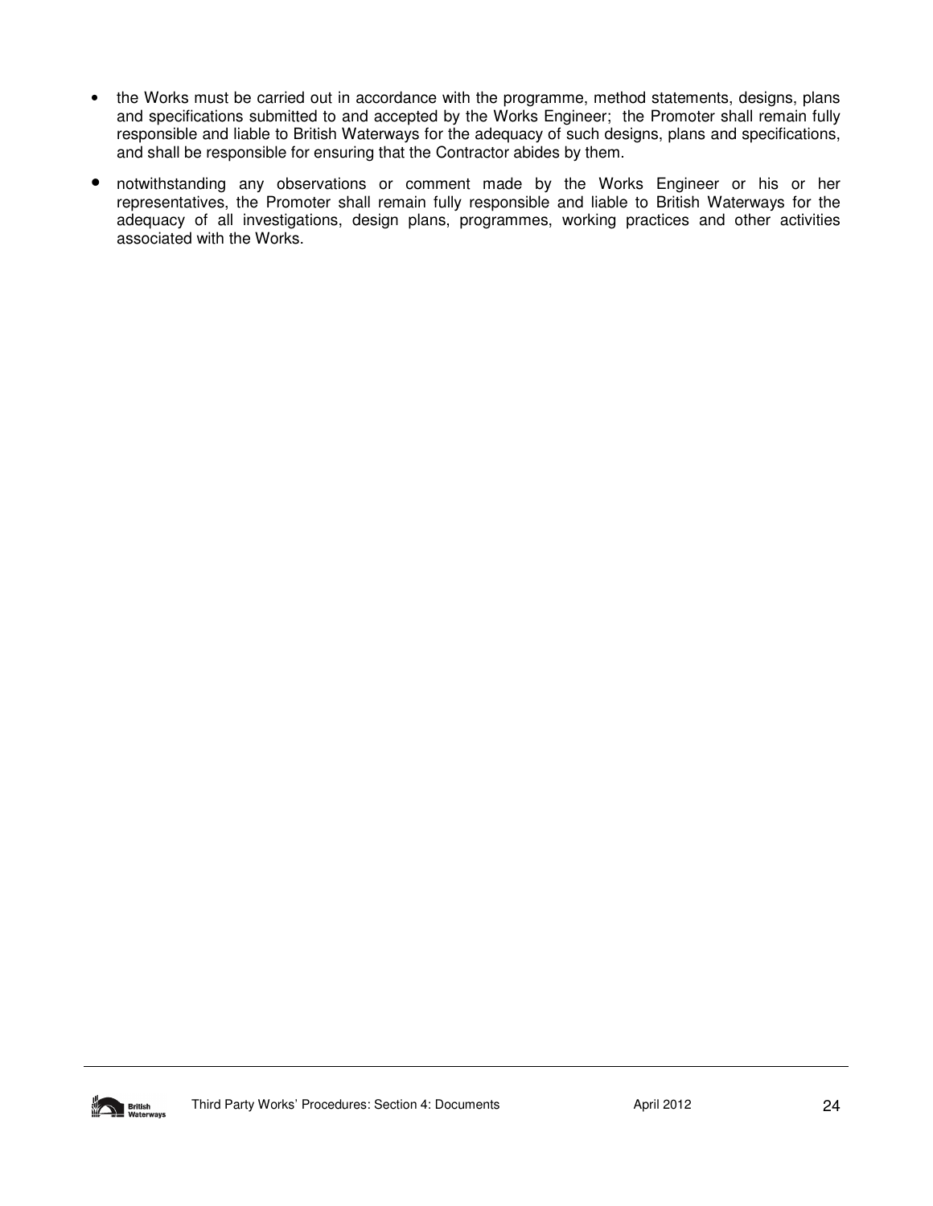- the Works must be carried out in accordance with the programme, method statements, designs, plans and specifications submitted to and accepted by the Works Engineer; the Promoter shall remain fully responsible and liable to British Waterways for the adequacy of such designs, plans and specifications, and shall be responsible for ensuring that the Contractor abides by them.
- notwithstanding any observations or comment made by the Works Engineer or his or her representatives, the Promoter shall remain fully responsible and liable to British Waterways for the adequacy of all investigations, design plans, programmes, working practices and other activities associated with the Works.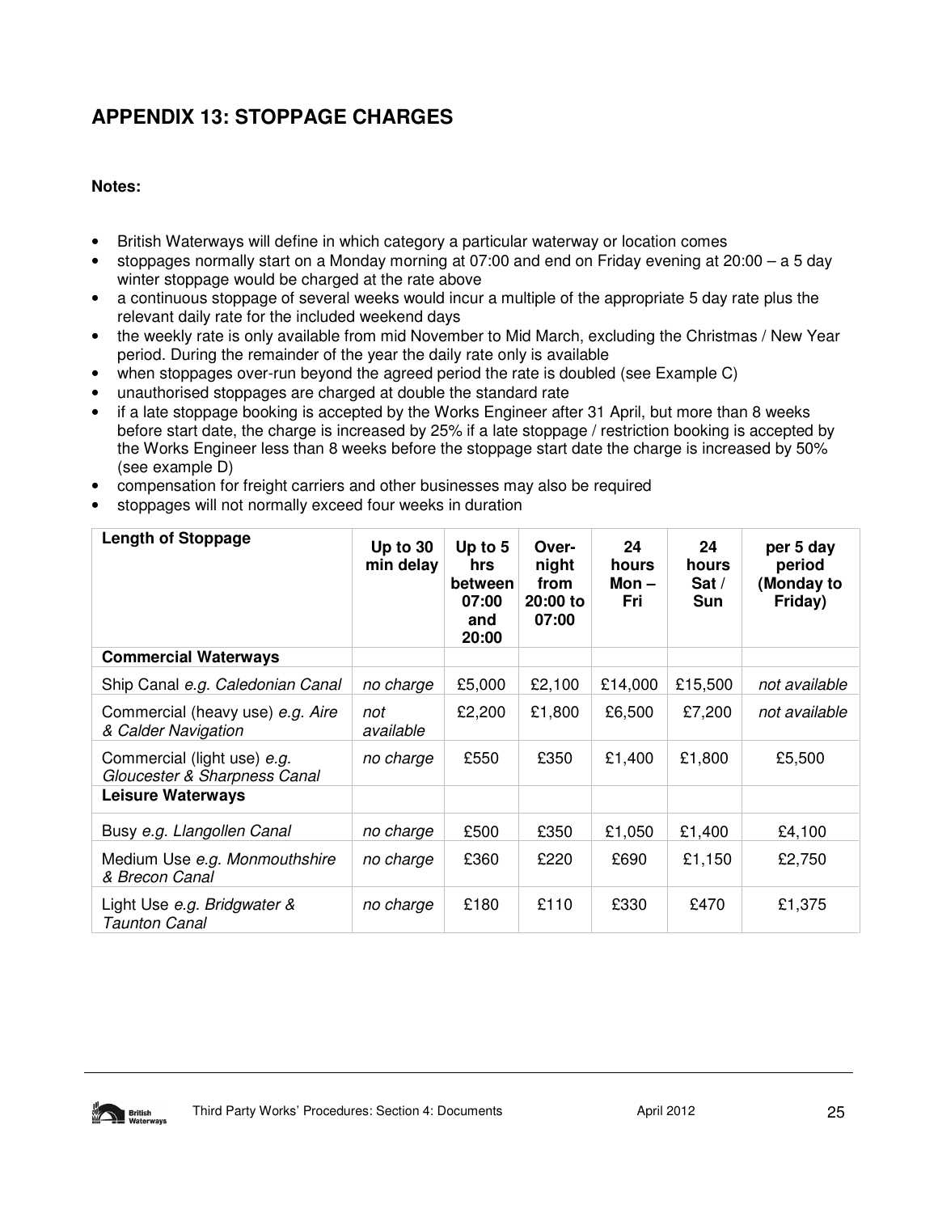## APPENDIX 13: STOPPAGE CHARGES

**Notes:**

- British Waterways will define in which category a particular waterway or location comes
- stoppages normally start on a Monday morning at 07:00 and end on Friday evening at 20:00 – a 5 day winter stoppage would be charged at the rate above
- a continuous stoppage of several weeks would incur a multiple of the appropriate 5 day rate plus the relevant daily rate for the included weekend days
- the weekly rate is only available from mid November to Mid March, excluding the Christmas / New Year period. During the remainder of the year the daily rate only is available
- when stoppages over-run beyond the agreed period the rate is doubled (see Example C)
- unauthorised stoppages are charged at double the standard rate
- if a late stoppage booking is accepted by the Works Engineer after 31 April, but more than 8 weeks before start date, the charge is increased by 25% if a late stoppage / restriction booking is accepted by the Works Engineer less than 8 weeks before the stoppage start date the charge is increased by 50% (see example D)
- compensation for freight carriers and other businesses may also be required
- stoppages will not normally exceed four weeks in duration

| Length of Stoppage | Up to 30 min delay | Up to 5 hrs between 07:00 and 20:00 | Over-night from 20:00 to 07:00 | 24 hours Mon – Fri | 24 hours Sat / Sun | per 5 day period (Monday to Friday) |
|---|---|---|---|---|---|---|
| **Commercial Waterways** | | | | | | |
| Ship Canal *e.g. Caledonian Canal* | *no charge* | £5,000 | £2,100 | £14,000 | £15,500 | *not available* |
| Commercial (heavy use) *e.g. Aire & Calder Navigation* | *not available* | £2,200 | £1,800 | £6,500 | £7,200 | *not available* |
| Commercial (light use) *e.g. Gloucester & Sharpness Canal* | *no charge* | £550 | £350 | £1,400 | £1,800 | £5,500 |
| **Leisure Waterways** | | | | | | |
| Busy *e.g. Llangollen Canal* | *no charge* | £500 | £350 | £1,050 | £1,400 | £4,100 |
| Medium Use *e.g. Monmouthshire & Brecon Canal* | *no charge* | £360 | £220 | £690 | £1,150 | £2,750 |
| Light Use *e.g. Bridgwater & Taunton Canal* | *no charge* | £180 | £110 | £330 | £470 | £1,375 |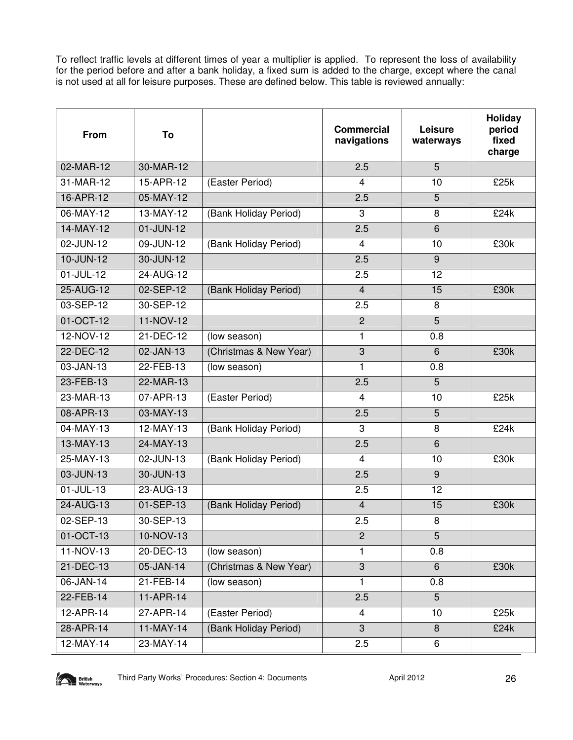To reflect traffic levels at different times of year a multiplier is applied. To represent the loss of availability for the period before and after a bank holiday, a fixed sum is added to the charge, except where the canal is not used at all for leisure purposes. These are defined below. This table is reviewed annually:

| From | To | | Commercial navigations | Leisure waterways | Holiday period fixed charge |
|---|---|---|---|---|---|
| 02-MAR-12 | 30-MAR-12 | | 2.5 | 5 | |
| 31-MAR-12 | 15-APR-12 | (Easter Period) | 4 | 10 | £25k |
| 16-APR-12 | 05-MAY-12 | | 2.5 | 5 | |
| 06-MAY-12 | 13-MAY-12 | (Bank Holiday Period) | 3 | 8 | £24k |
| 14-MAY-12 | 01-JUN-12 | | 2.5 | 6 | |
| 02-JUN-12 | 09-JUN-12 | (Bank Holiday Period) | 4 | 10 | £30k |
| 10-JUN-12 | 30-JUN-12 | | 2.5 | 9 | |
| 01-JUL-12 | 24-AUG-12 | | 2.5 | 12 | |
| 25-AUG-12 | 02-SEP-12 | (Bank Holiday Period) | 4 | 15 | £30k |
| 03-SEP-12 | 30-SEP-12 | | 2.5 | 8 | |
| 01-OCT-12 | 11-NOV-12 | | 2 | 5 | |
| 12-NOV-12 | 21-DEC-12 | (low season) | 1 | 0.8 | |
| 22-DEC-12 | 02-JAN-13 | (Christmas & New Year) | 3 | 6 | £30k |
| 03-JAN-13 | 22-FEB-13 | (low season) | 1 | 0.8 | |
| 23-FEB-13 | 22-MAR-13 | | 2.5 | 5 | |
| 23-MAR-13 | 07-APR-13 | (Easter Period) | 4 | 10 | £25k |
| 08-APR-13 | 03-MAY-13 | | 2.5 | 5 | |
| 04-MAY-13 | 12-MAY-13 | (Bank Holiday Period) | 3 | 8 | £24k |
| 13-MAY-13 | 24-MAY-13 | | 2.5 | 6 | |
| 25-MAY-13 | 02-JUN-13 | (Bank Holiday Period) | 4 | 10 | £30k |
| 03-JUN-13 | 30-JUN-13 | | 2.5 | 9 | |
| 01-JUL-13 | 23-AUG-13 | | 2.5 | 12 | |
| 24-AUG-13 | 01-SEP-13 | (Bank Holiday Period) | 4 | 15 | £30k |
| 02-SEP-13 | 30-SEP-13 | | 2.5 | 8 | |
| 01-OCT-13 | 10-NOV-13 | | 2 | 5 | |
| 11-NOV-13 | 20-DEC-13 | (low season) | 1 | 0.8 | |
| 21-DEC-13 | 05-JAN-14 | (Christmas & New Year) | 3 | 6 | £30k |
| 06-JAN-14 | 21-FEB-14 | (low season) | 1 | 0.8 | |
| 22-FEB-14 | 11-APR-14 | | 2.5 | 5 | |
| 12-APR-14 | 27-APR-14 | (Easter Period) | 4 | 10 | £25k |
| 28-APR-14 | 11-MAY-14 | (Bank Holiday Period) | 3 | 8 | £24k |
| 12-MAY-14 | 23-MAY-14 | | 2.5 | 6 | |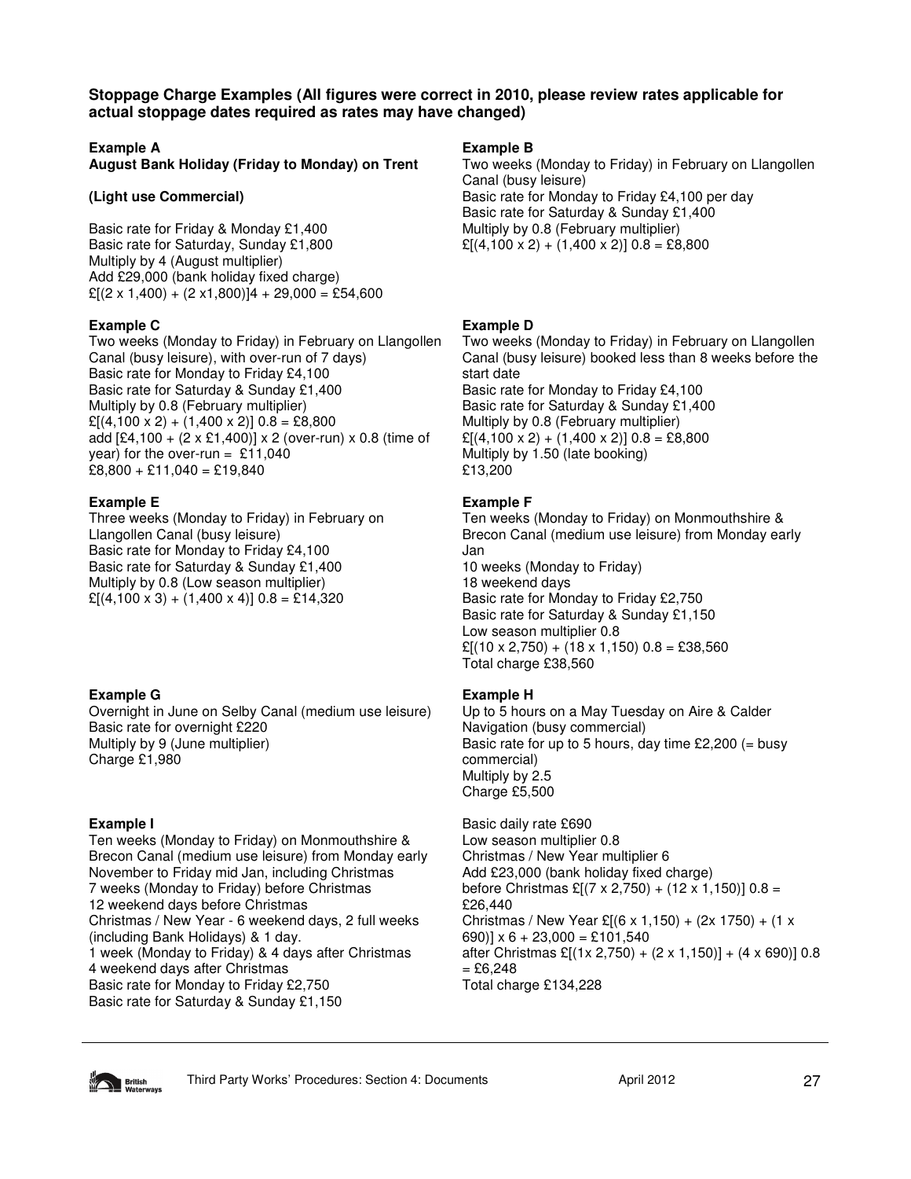**Stoppage Charge Examples (All figures were correct in 2010, please review rates applicable for actual stoppage dates required as rates may have changed)**

**Example A**
**August Bank Holiday (Friday to Monday) on Trent**

**(Light use Commercial)**

Basic rate for Friday & Monday £1,400
Basic rate for Saturday, Sunday £1,800
Multiply by 4 (August multiplier)
Add £29,000 (bank holiday fixed charge)
£[(2 x 1,400) + (2 x1,800)]4 + 29,000 = £54,600

**Example B**
Two weeks (Monday to Friday) in February on Llangollen Canal (busy leisure)
Basic rate for Monday to Friday £4,100 per day
Basic rate for Saturday & Sunday £1,400
Multiply by 0.8 (February multiplier)
£[(4,100 x 2) + (1,400 x 2)] 0.8 = £8,800

**Example C**
Two weeks (Monday to Friday) in February on Llangollen Canal (busy leisure), with over-run of 7 days)
Basic rate for Monday to Friday £4,100
Basic rate for Saturday & Sunday £1,400
Multiply by 0.8 (February multiplier)
£[(4,100 x 2) + (1,400 x 2)] 0.8 = £8,800
add [£4,100 + (2 x £1,400)] x 2 (over-run) x 0.8 (time of year) for the over-run = £11,040
£8,800 + £11,040 = £19,840

**Example D**
Two weeks (Monday to Friday) in February on Llangollen Canal (busy leisure) booked less than 8 weeks before the start date
Basic rate for Monday to Friday £4,100
Basic rate for Saturday & Sunday £1,400
Multiply by 0.8 (February multiplier)
£[(4,100 x 2) + (1,400 x 2)] 0.8 = £8,800
Multiply by 1.50 (late booking)
£13,200

**Example E**
Three weeks (Monday to Friday) in February on Llangollen Canal (busy leisure)
Basic rate for Monday to Friday £4,100
Basic rate for Saturday & Sunday £1,400
Multiply by 0.8 (Low season multiplier)
£[(4,100 x 3) + (1,400 x 4)] 0.8 = £14,320

**Example F**
Ten weeks (Monday to Friday) on Monmouthshire & Brecon Canal (medium use leisure) from Monday early Jan
10 weeks (Monday to Friday)
18 weekend days
Basic rate for Monday to Friday £2,750
Basic rate for Saturday & Sunday £1,150
Low season multiplier 0.8
£[(10 x 2,750) + (18 x 1,150) 0.8 = £38,560
Total charge £38,560

**Example G**
Overnight in June on Selby Canal (medium use leisure)
Basic rate for overnight £220
Multiply by 9 (June multiplier)
Charge £1,980

**Example H**
Up to 5 hours on a May Tuesday on Aire & Calder Navigation (busy commercial)
Basic rate for up to 5 hours, day time £2,200 (= busy commercial)
Multiply by 2.5
Charge £5,500

**Example I**
Ten weeks (Monday to Friday) on Monmouthshire & Brecon Canal (medium use leisure) from Monday early November to Friday mid Jan, including Christmas
7 weeks (Monday to Friday) before Christmas
12 weekend days before Christmas
Christmas / New Year - 6 weekend days, 2 full weeks (including Bank Holidays) & 1 day.
1 week (Monday to Friday) & 4 days after Christmas
4 weekend days after Christmas
Basic rate for Monday to Friday £2,750
Basic rate for Saturday & Sunday £1,150
Basic daily rate £690
Low season multiplier 0.8
Christmas / New Year multiplier 6
Add £23,000 (bank holiday fixed charge)
before Christmas £[(7 x 2,750) + (12 x 1,150)] 0.8 = £26,440
Christmas / New Year £[(6 x 1,150) + (2x 1750) + (1 x 690)] x 6 + 23,000 = £101,540
after Christmas £[(1x 2,750) + (2 x 1,150)] + (4 x 690)] 0.8 = £6,248
Total charge £134,228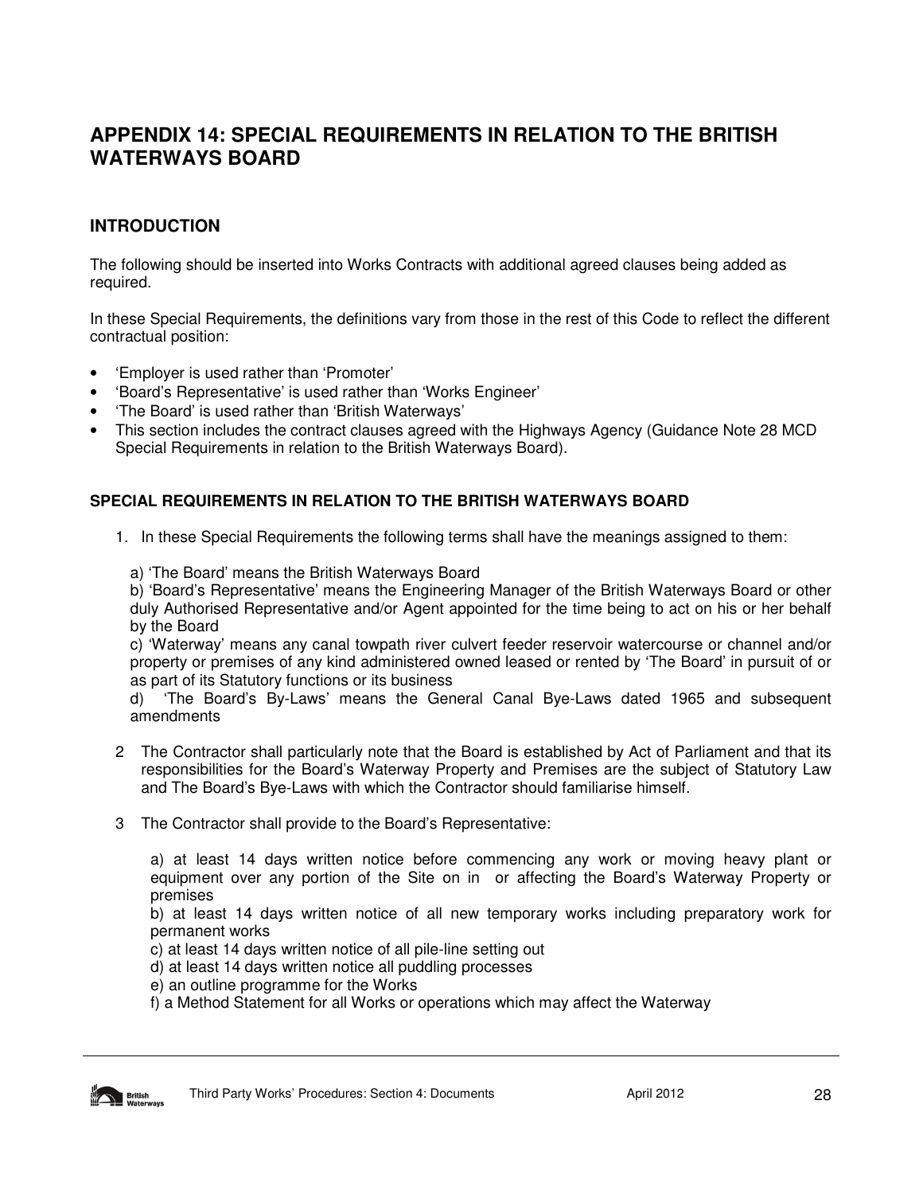# APPENDIX 14: SPECIAL REQUIREMENTS IN RELATION TO THE BRITISH WATERWAYS BOARD

## INTRODUCTION

The following should be inserted into Works Contracts with additional agreed clauses being added as required.

In these Special Requirements, the definitions vary from those in the rest of this Code to reflect the different contractual position:

- 'Employer is used rather than 'Promoter'
- 'Board's Representative' is used rather than 'Works Engineer'
- 'The Board' is used rather than 'British Waterways'
- This section includes the contract clauses agreed with the Highways Agency (Guidance Note 28 MCD Special Requirements in relation to the British Waterways Board).

### SPECIAL REQUIREMENTS IN RELATION TO THE BRITISH WATERWAYS BOARD

1. In these Special Requirements the following terms shall have the meanings assigned to them:

   a) 'The Board' means the British Waterways Board
   b) 'Board's Representative' means the Engineering Manager of the British Waterways Board or other duly Authorised Representative and/or Agent appointed for the time being to act on his or her behalf by the Board
   c) 'Waterway' means any canal towpath river culvert feeder reservoir watercourse or channel and/or property or premises of any kind administered owned leased or rented by 'The Board' in pursuit of or as part of its Statutory functions or its business
   d) 'The Board's By-Laws' means the General Canal Bye-Laws dated 1965 and subsequent amendments

2. The Contractor shall particularly note that the Board is established by Act of Parliament and that its responsibilities for the Board's Waterway Property and Premises are the subject of Statutory Law and The Board's Bye-Laws with which the Contractor should familiarise himself.

3. The Contractor shall provide to the Board's Representative:

   a) at least 14 days written notice before commencing any work or moving heavy plant or equipment over any portion of the Site on in or affecting the Board's Waterway Property or premises
   b) at least 14 days written notice of all new temporary works including preparatory work for permanent works
   c) at least 14 days written notice of all pile-line setting out
   d) at least 14 days written notice all puddling processes
   e) an outline programme for the Works
   f) a Method Statement for all Works or operations which may affect the Waterway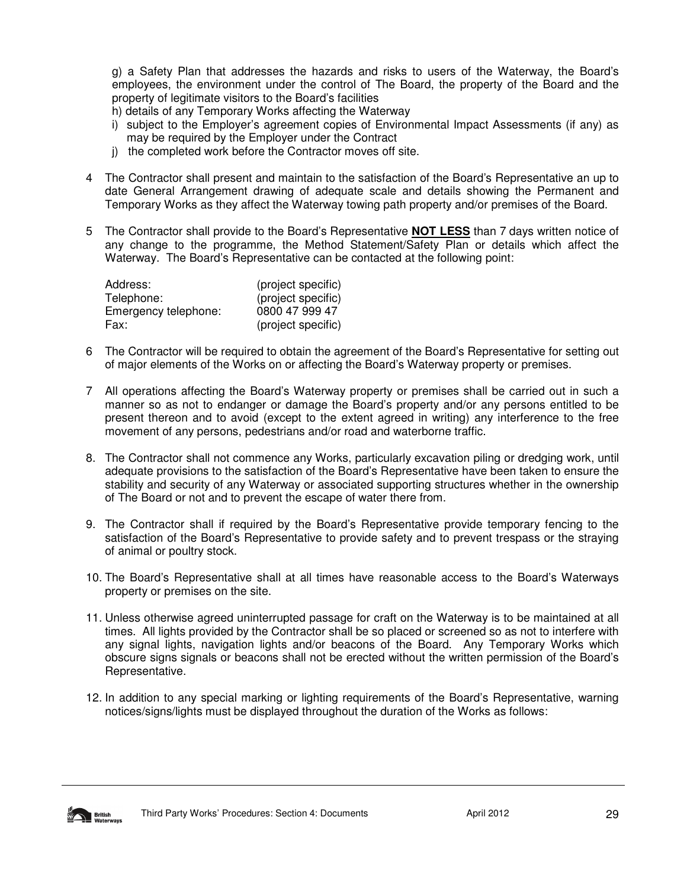g) a Safety Plan that addresses the hazards and risks to users of the Waterway, the Board's employees, the environment under the control of The Board, the property of the Board and the property of legitimate visitors to the Board's facilities

h) details of any Temporary Works affecting the Waterway

i) subject to the Employer's agreement copies of Environmental Impact Assessments (if any) as may be required by the Employer under the Contract

j) the completed work before the Contractor moves off site.

4 The Contractor shall present and maintain to the satisfaction of the Board's Representative an up to date General Arrangement drawing of adequate scale and details showing the Permanent and Temporary Works as they affect the Waterway towing path property and/or premises of the Board.

5 The Contractor shall provide to the Board's Representative **NOT LESS** than 7 days written notice of any change to the programme, the Method Statement/Safety Plan or details which affect the Waterway. The Board's Representative can be contacted at the following point:

| | |
|---|---|
| Address: | (project specific) |
| Telephone: | (project specific) |
| Emergency telephone: | 0800 47 999 47 |
| Fax: | (project specific) |

6 The Contractor will be required to obtain the agreement of the Board's Representative for setting out of major elements of the Works on or affecting the Board's Waterway property or premises.

7 All operations affecting the Board's Waterway property or premises shall be carried out in such a manner so as not to endanger or damage the Board's property and/or any persons entitled to be present thereon and to avoid (except to the extent agreed in writing) any interference to the free movement of any persons, pedestrians and/or road and waterborne traffic.

8. The Contractor shall not commence any Works, particularly excavation piling or dredging work, until adequate provisions to the satisfaction of the Board's Representative have been taken to ensure the stability and security of any Waterway or associated supporting structures whether in the ownership of The Board or not and to prevent the escape of water there from.

9. The Contractor shall if required by the Board's Representative provide temporary fencing to the satisfaction of the Board's Representative to provide safety and to prevent trespass or the straying of animal or poultry stock.

10. The Board's Representative shall at all times have reasonable access to the Board's Waterways property or premises on the site.

11. Unless otherwise agreed uninterrupted passage for craft on the Waterway is to be maintained at all times. All lights provided by the Contractor shall be so placed or screened so as not to interfere with any signal lights, navigation lights and/or beacons of the Board. Any Temporary Works which obscure signs signals or beacons shall not be erected without the written permission of the Board's Representative.

12. In addition to any special marking or lighting requirements of the Board's Representative, warning notices/signs/lights must be displayed throughout the duration of the Works as follows: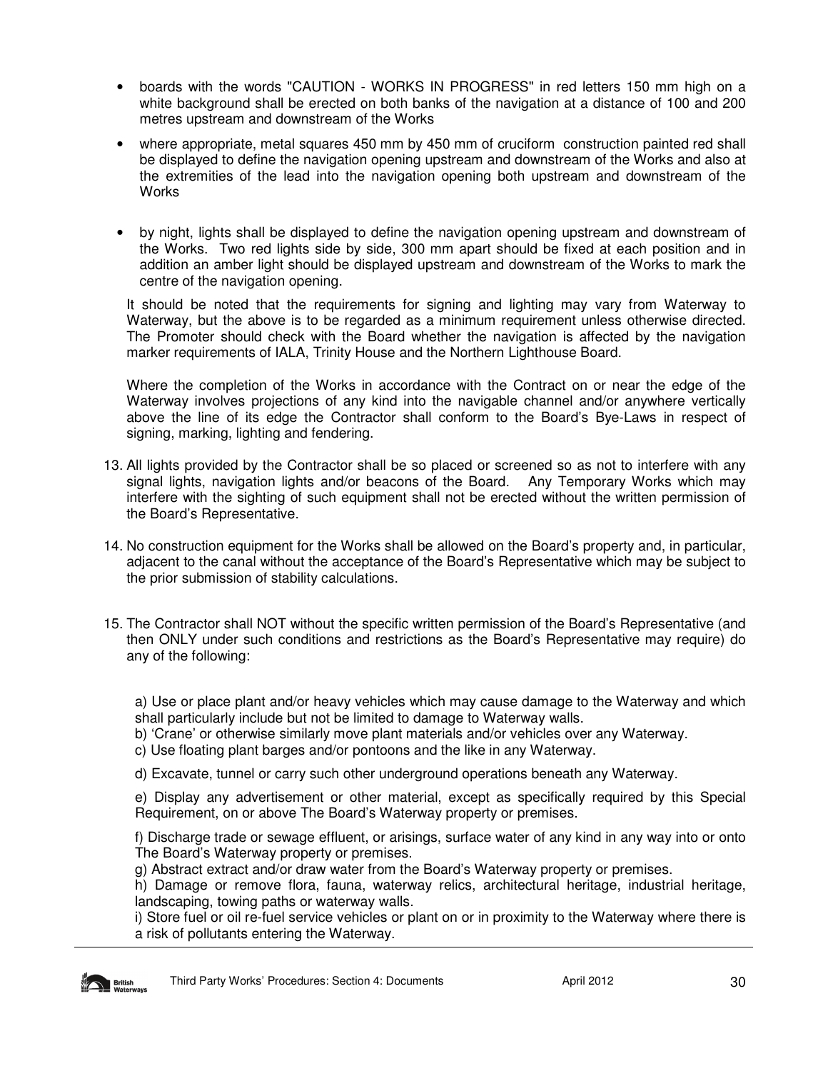- boards with the words "CAUTION - WORKS IN PROGRESS" in red letters 150 mm high on a white background shall be erected on both banks of the navigation at a distance of 100 and 200 metres upstream and downstream of the Works
- where appropriate, metal squares 450 mm by 450 mm of cruciform construction painted red shall be displayed to define the navigation opening upstream and downstream of the Works and also at the extremities of the lead into the navigation opening both upstream and downstream of the Works
- by night, lights shall be displayed to define the navigation opening upstream and downstream of the Works. Two red lights side by side, 300 mm apart should be fixed at each position and in addition an amber light should be displayed upstream and downstream of the Works to mark the centre of the navigation opening.

It should be noted that the requirements for signing and lighting may vary from Waterway to Waterway, but the above is to be regarded as a minimum requirement unless otherwise directed. The Promoter should check with the Board whether the navigation is affected by the navigation marker requirements of IALA, Trinity House and the Northern Lighthouse Board.

Where the completion of the Works in accordance with the Contract on or near the edge of the Waterway involves projections of any kind into the navigable channel and/or anywhere vertically above the line of its edge the Contractor shall conform to the Board's Bye-Laws in respect of signing, marking, lighting and fendering.

13. All lights provided by the Contractor shall be so placed or screened so as not to interfere with any signal lights, navigation lights and/or beacons of the Board. Any Temporary Works which may interfere with the sighting of such equipment shall not be erected without the written permission of the Board's Representative.

14. No construction equipment for the Works shall be allowed on the Board's property and, in particular, adjacent to the canal without the acceptance of the Board's Representative which may be subject to the prior submission of stability calculations.

15. The Contractor shall NOT without the specific written permission of the Board's Representative (and then ONLY under such conditions and restrictions as the Board's Representative may require) do any of the following:

    a) Use or place plant and/or heavy vehicles which may cause damage to the Waterway and which shall particularly include but not be limited to damage to Waterway walls.
    b) 'Crane' or otherwise similarly move plant materials and/or vehicles over any Waterway.
    c) Use floating plant barges and/or pontoons and the like in any Waterway.

    d) Excavate, tunnel or carry such other underground operations beneath any Waterway.

    e) Display any advertisement or other material, except as specifically required by this Special Requirement, on or above The Board's Waterway property or premises.

    f) Discharge trade or sewage effluent, or arisings, surface water of any kind in any way into or onto The Board's Waterway property or premises.
    g) Abstract extract and/or draw water from the Board's Waterway property or premises.
    h) Damage or remove flora, fauna, waterway relics, architectural heritage, industrial heritage, landscaping, towing paths or waterway walls.
    i) Store fuel or oil re-fuel service vehicles or plant on or in proximity to the Waterway where there is a risk of pollutants entering the Waterway.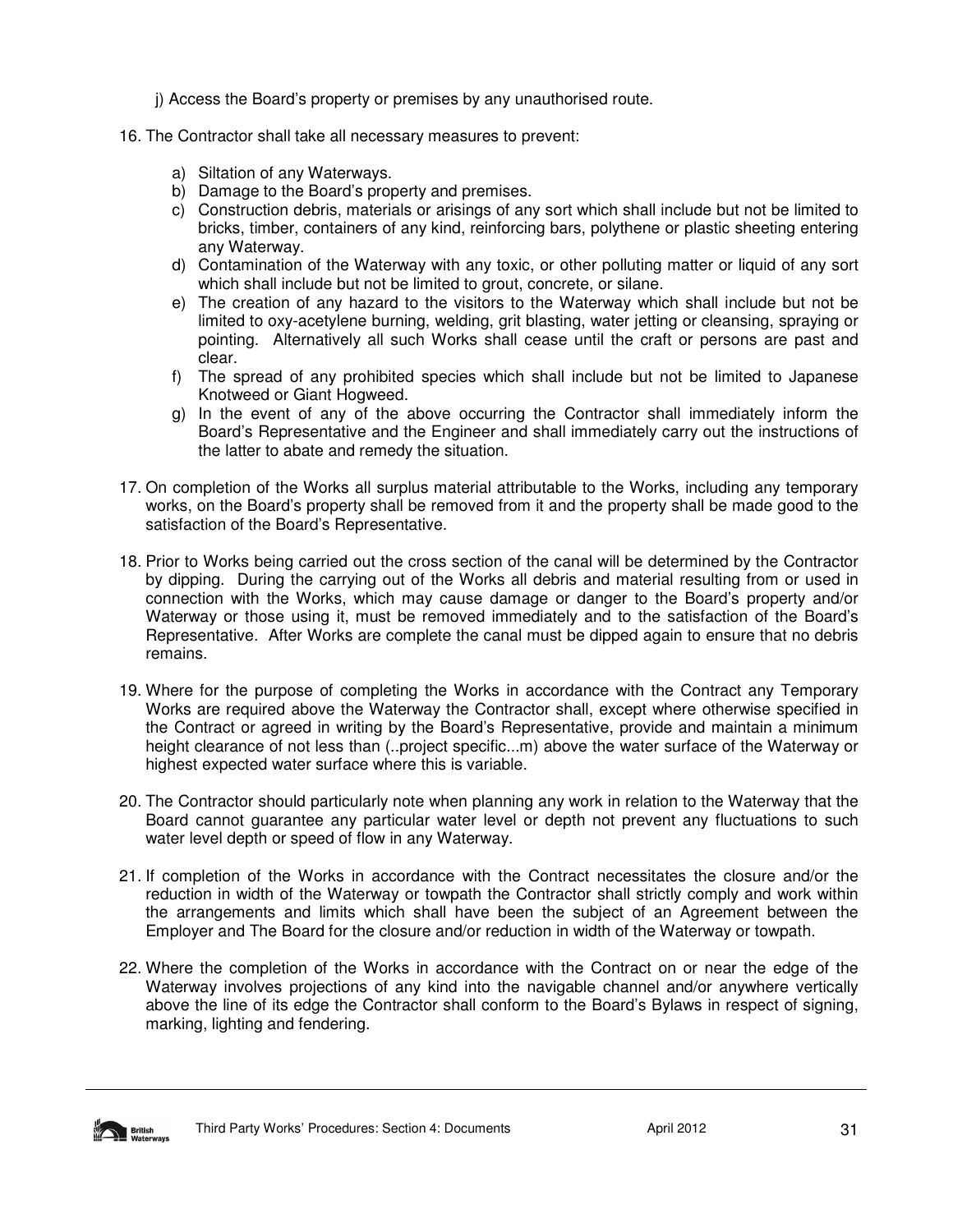j) Access the Board's property or premises by any unauthorised route.

16. The Contractor shall take all necessary measures to prevent:

    a) Siltation of any Waterways.
    b) Damage to the Board's property and premises.
    c) Construction debris, materials or arisings of any sort which shall include but not be limited to bricks, timber, containers of any kind, reinforcing bars, polythene or plastic sheeting entering any Waterway.
    d) Contamination of the Waterway with any toxic, or other polluting matter or liquid of any sort which shall include but not be limited to grout, concrete, or silane.
    e) The creation of any hazard to the visitors to the Waterway which shall include but not be limited to oxy-acetylene burning, welding, grit blasting, water jetting or cleansing, spraying or pointing. Alternatively all such Works shall cease until the craft or persons are past and clear.
    f) The spread of any prohibited species which shall include but not be limited to Japanese Knotweed or Giant Hogweed.
    g) In the event of any of the above occurring the Contractor shall immediately inform the Board's Representative and the Engineer and shall immediately carry out the instructions of the latter to abate and remedy the situation.

17. On completion of the Works all surplus material attributable to the Works, including any temporary works, on the Board's property shall be removed from it and the property shall be made good to the satisfaction of the Board's Representative.

18. Prior to Works being carried out the cross section of the canal will be determined by the Contractor by dipping. During the carrying out of the Works all debris and material resulting from or used in connection with the Works, which may cause damage or danger to the Board's property and/or Waterway or those using it, must be removed immediately and to the satisfaction of the Board's Representative. After Works are complete the canal must be dipped again to ensure that no debris remains.

19. Where for the purpose of completing the Works in accordance with the Contract any Temporary Works are required above the Waterway the Contractor shall, except where otherwise specified in the Contract or agreed in writing by the Board's Representative, provide and maintain a minimum height clearance of not less than (..project specific...m) above the water surface of the Waterway or highest expected water surface where this is variable.

20. The Contractor should particularly note when planning any work in relation to the Waterway that the Board cannot guarantee any particular water level or depth not prevent any fluctuations to such water level depth or speed of flow in any Waterway.

21. If completion of the Works in accordance with the Contract necessitates the closure and/or the reduction in width of the Waterway or towpath the Contractor shall strictly comply and work within the arrangements and limits which shall have been the subject of an Agreement between the Employer and The Board for the closure and/or reduction in width of the Waterway or towpath.

22. Where the completion of the Works in accordance with the Contract on or near the edge of the Waterway involves projections of any kind into the navigable channel and/or anywhere vertically above the line of its edge the Contractor shall conform to the Board's Bylaws in respect of signing, marking, lighting and fendering.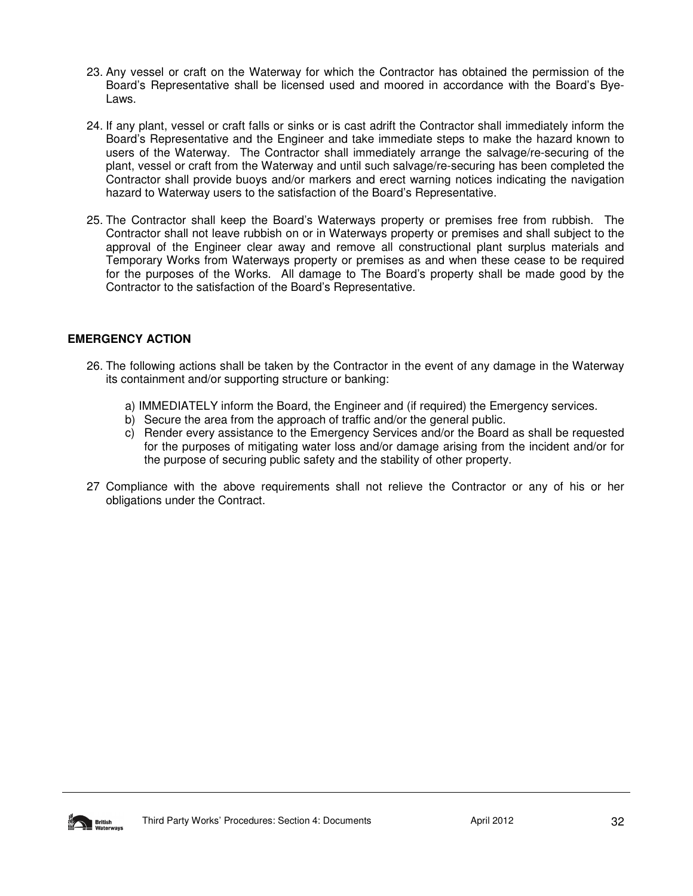23. Any vessel or craft on the Waterway for which the Contractor has obtained the permission of the Board's Representative shall be licensed used and moored in accordance with the Board's Bye-Laws.

24. If any plant, vessel or craft falls or sinks or is cast adrift the Contractor shall immediately inform the Board's Representative and the Engineer and take immediate steps to make the hazard known to users of the Waterway. The Contractor shall immediately arrange the salvage/re-securing of the plant, vessel or craft from the Waterway and until such salvage/re-securing has been completed the Contractor shall provide buoys and/or markers and erect warning notices indicating the navigation hazard to Waterway users to the satisfaction of the Board's Representative.

25. The Contractor shall keep the Board's Waterways property or premises free from rubbish. The Contractor shall not leave rubbish on or in Waterways property or premises and shall subject to the approval of the Engineer clear away and remove all constructional plant surplus materials and Temporary Works from Waterways property or premises as and when these cease to be required for the purposes of the Works. All damage to The Board's property shall be made good by the Contractor to the satisfaction of the Board's Representative.

**EMERGENCY ACTION**

26. The following actions shall be taken by the Contractor in the event of any damage in the Waterway its containment and/or supporting structure or banking:

    a) IMMEDIATELY inform the Board, the Engineer and (if required) the Emergency services.
    b) Secure the area from the approach of traffic and/or the general public.
    c) Render every assistance to the Emergency Services and/or the Board as shall be requested for the purposes of mitigating water loss and/or damage arising from the incident and/or for the purpose of securing public safety and the stability of other property.

27 Compliance with the above requirements shall not relieve the Contractor or any of his or her obligations under the Contract.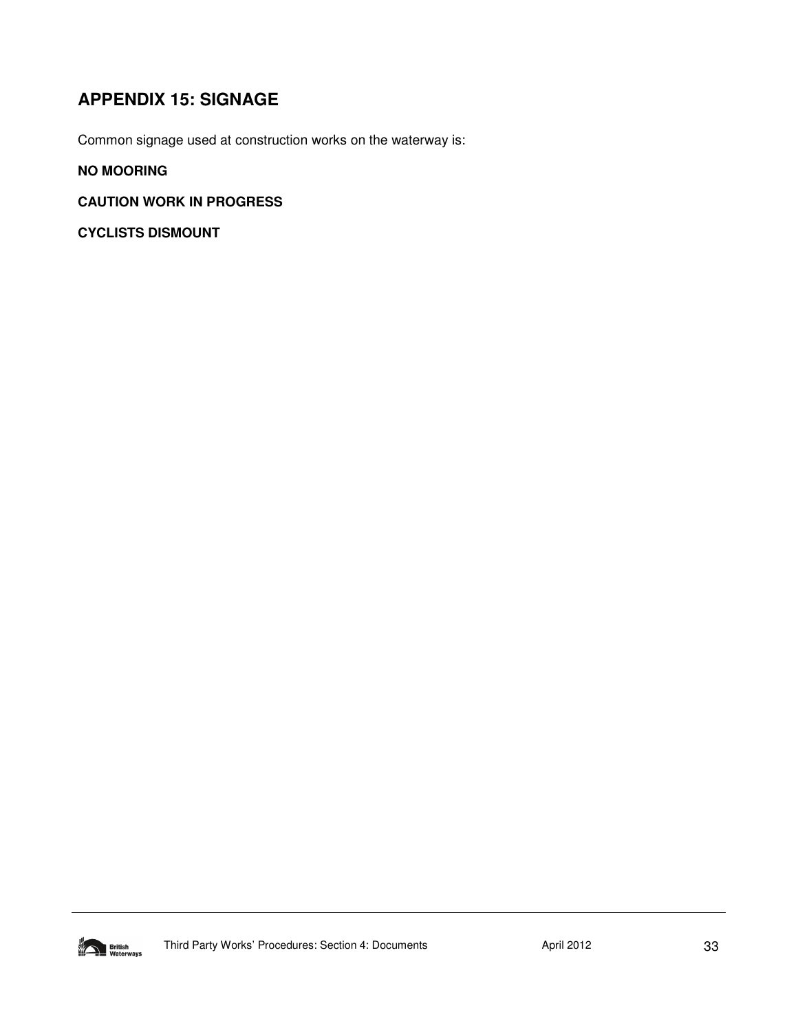## APPENDIX 15: SIGNAGE

Common signage used at construction works on the waterway is:

**NO MOORING**

**CAUTION WORK IN PROGRESS**

**CYCLISTS DISMOUNT**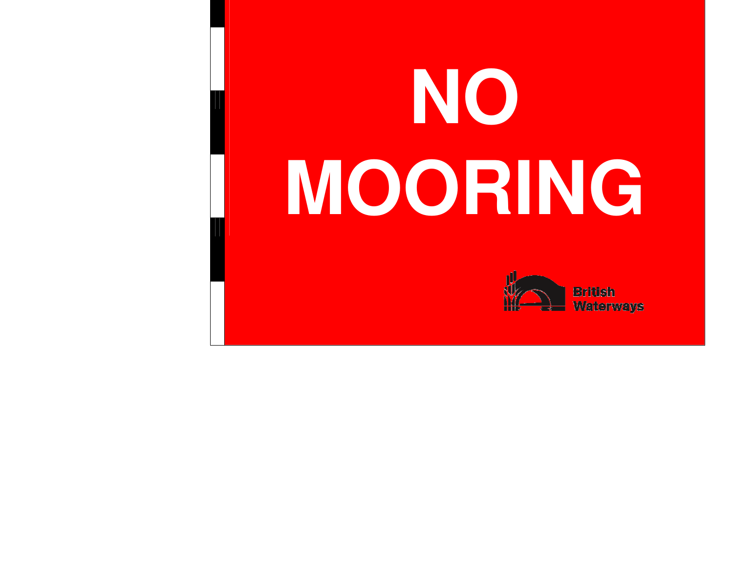# NO MOORING

British Waterways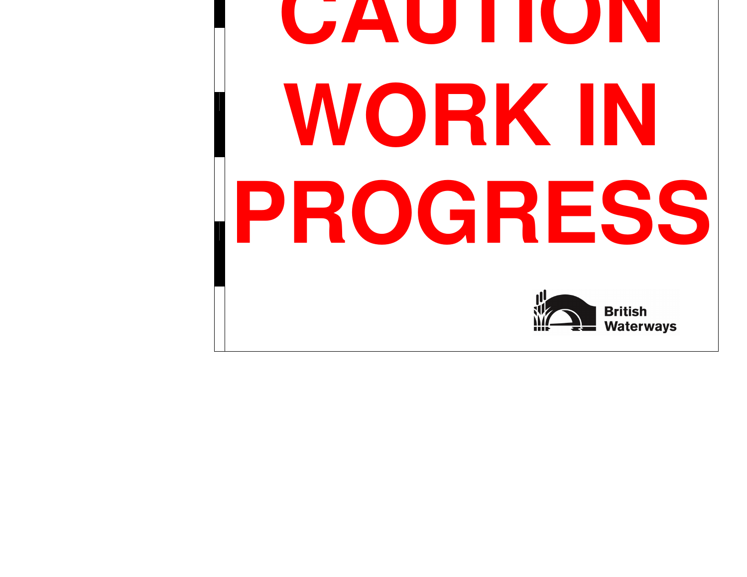# CAUTION WORK IN PROGRESS

British Waterways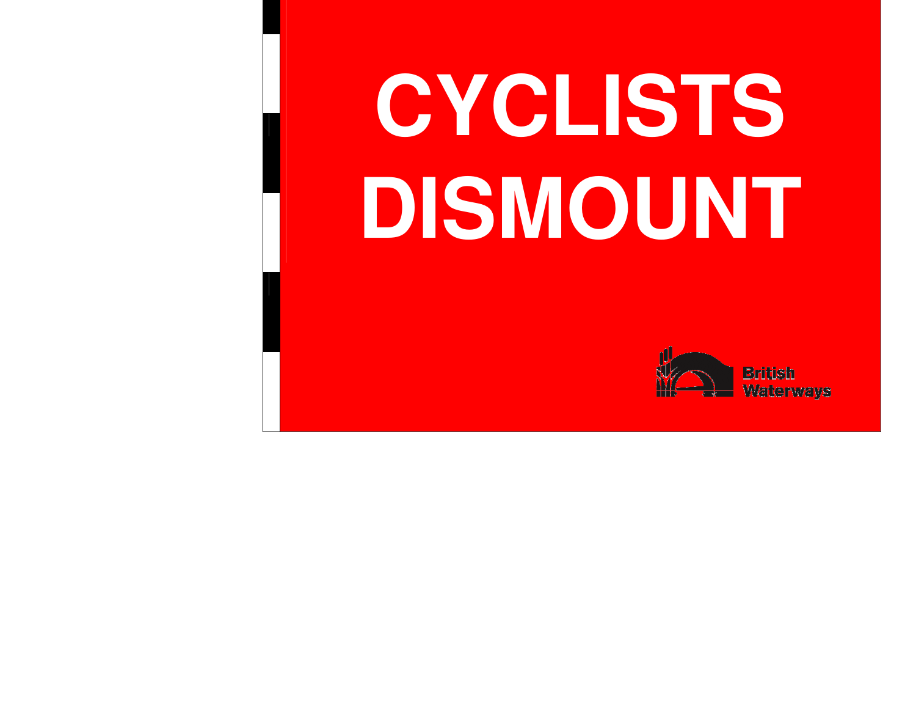# CYCLISTS DISMOUNT

British Waterways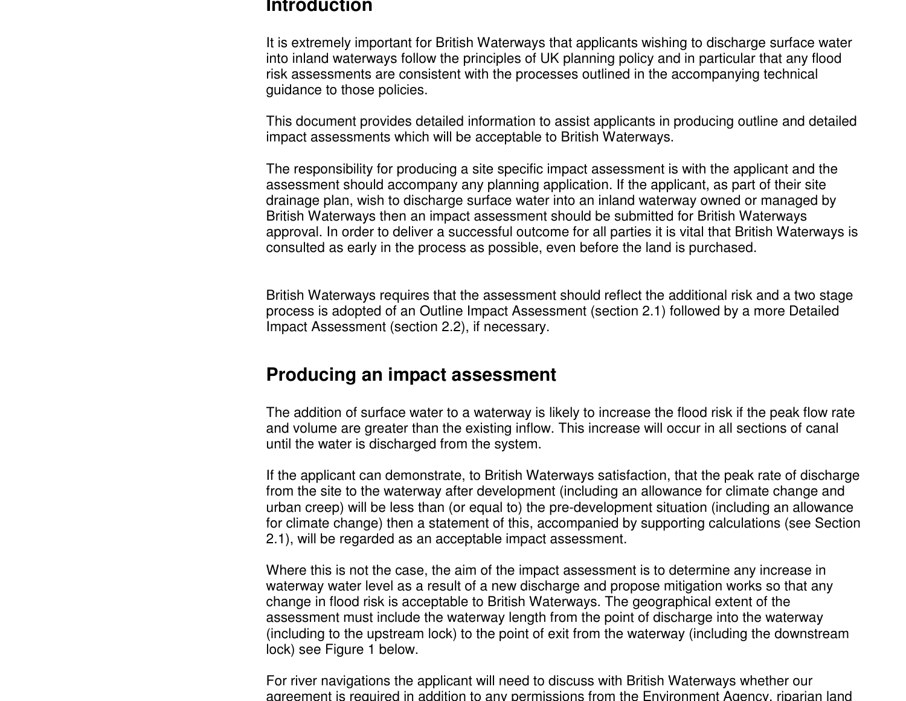## Introduction

It is extremely important for British Waterways that applicants wishing to discharge surface water into inland waterways follow the principles of UK planning policy and in particular that any flood risk assessments are consistent with the processes outlined in the accompanying technical guidance to those policies.

This document provides detailed information to assist applicants in producing outline and detailed impact assessments which will be acceptable to British Waterways.

The responsibility for producing a site specific impact assessment is with the applicant and the assessment should accompany any planning application. If the applicant, as part of their site drainage plan, wish to discharge surface water into an inland waterway owned or managed by British Waterways then an impact assessment should be submitted for British Waterways approval. In order to deliver a successful outcome for all parties it is vital that British Waterways is consulted as early in the process as possible, even before the land is purchased.

British Waterways requires that the assessment should reflect the additional risk and a two stage process is adopted of an Outline Impact Assessment (section 2.1) followed by a more Detailed Impact Assessment (section 2.2), if necessary.

## Producing an impact assessment

The addition of surface water to a waterway is likely to increase the flood risk if the peak flow rate and volume are greater than the existing inflow. This increase will occur in all sections of canal until the water is discharged from the system.

If the applicant can demonstrate, to British Waterways satisfaction, that the peak rate of discharge from the site to the waterway after development (including an allowance for climate change and urban creep) will be less than (or equal to) the pre-development situation (including an allowance for climate change) then a statement of this, accompanied by supporting calculations (see Section 2.1), will be regarded as an acceptable impact assessment.

Where this is not the case, the aim of the impact assessment is to determine any increase in waterway water level as a result of a new discharge and propose mitigation works so that any change in flood risk is acceptable to British Waterways. The geographical extent of the assessment must include the waterway length from the point of discharge into the waterway (including to the upstream lock) to the point of exit from the waterway (including the downstream lock) see Figure 1 below.

For river navigations the applicant will need to discuss with British Waterways whether our agreement is required in addition to any permissions from the Environment Agency, riparian land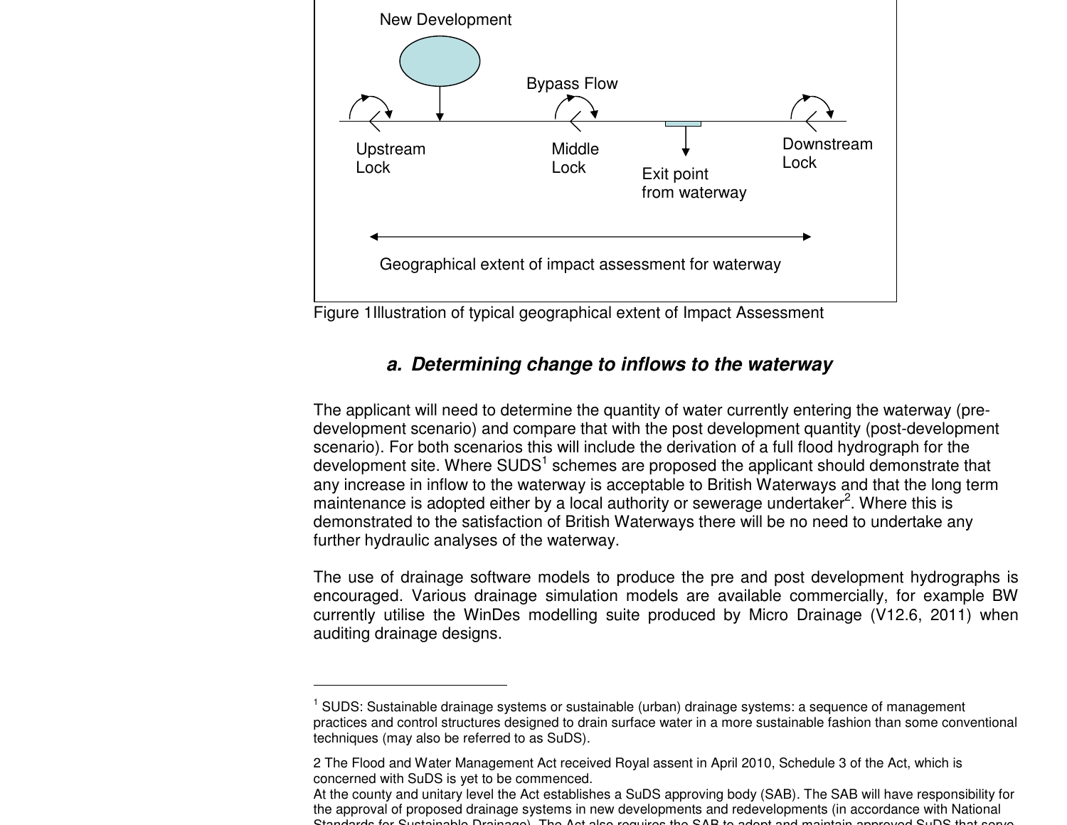New Development

Bypass Flow

Upstream Lock

Middle Lock

Exit point from waterway

Downstream Lock

Geographical extent of impact assessment for waterway

Figure 1Illustration of typical geographical extent of Impact Assessment

### *a. Determining change to inflows to the waterway*

The applicant will need to determine the quantity of water currently entering the waterway (pre-development scenario) and compare that with the post development quantity (post-development scenario). For both scenarios this will include the derivation of a full flood hydrograph for the development site. Where SUDS[1] schemes are proposed the applicant should demonstrate that any increase in inflow to the waterway is acceptable to British Waterways and that the long term maintenance is adopted either by a local authority or sewerage undertaker[2]. Where this is demonstrated to the satisfaction of British Waterways there will be no need to undertake any further hydraulic analyses of the waterway.

The use of drainage software models to produce the pre and post development hydrographs is encouraged. Various drainage simulation models are available commercially, for example BW currently utilise the WinDes modelling suite produced by Micro Drainage (V12.6, 2011) when auditing drainage designs.

---

[1] SUDS: Sustainable drainage systems or sustainable (urban) drainage systems: a sequence of management practices and control structures designed to drain surface water in a more sustainable fashion than some conventional techniques (may also be referred to as SuDS).

2 The Flood and Water Management Act received Royal assent in April 2010, Schedule 3 of the Act, which is concerned with SuDS is yet to be commenced.
At the county and unitary level the Act establishes a SuDS approving body (SAB). The SAB will have responsibility for the approval of proposed drainage systems in new developments and redevelopments (in accordance with National Standards for Sustainable Drainage). The Act also requires the SAB to adopt and maintain approved SuDS that serve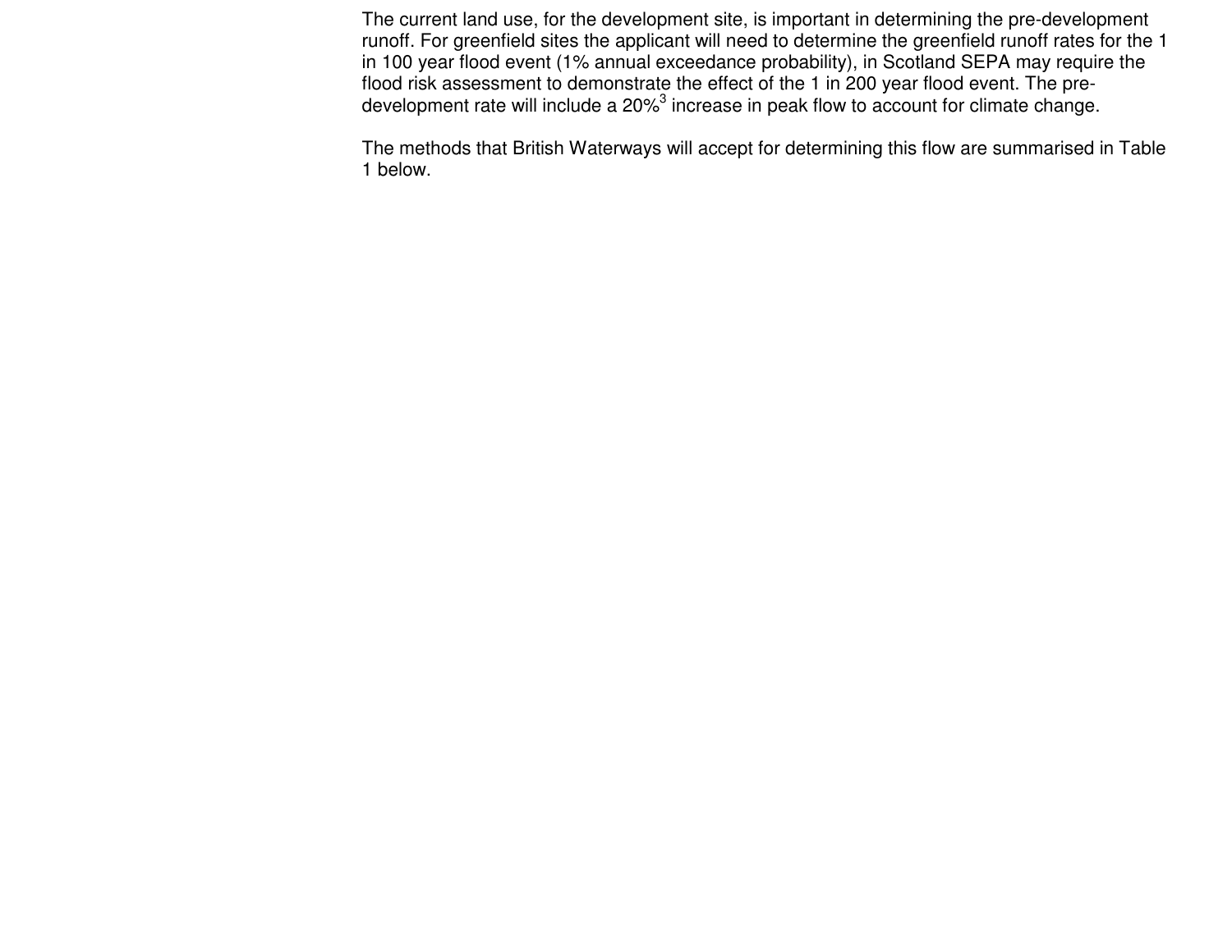The current land use, for the development site, is important in determining the pre-development runoff. For greenfield sites the applicant will need to determine the greenfield runoff rates for the 1 in 100 year flood event (1% annual exceedance probability), in Scotland SEPA may require the flood risk assessment to demonstrate the effect of the 1 in 200 year flood event. The pre-development rate will include a 20%[3] increase in peak flow to account for climate change.

The methods that British Waterways will accept for determining this flow are summarised in Table 1 below.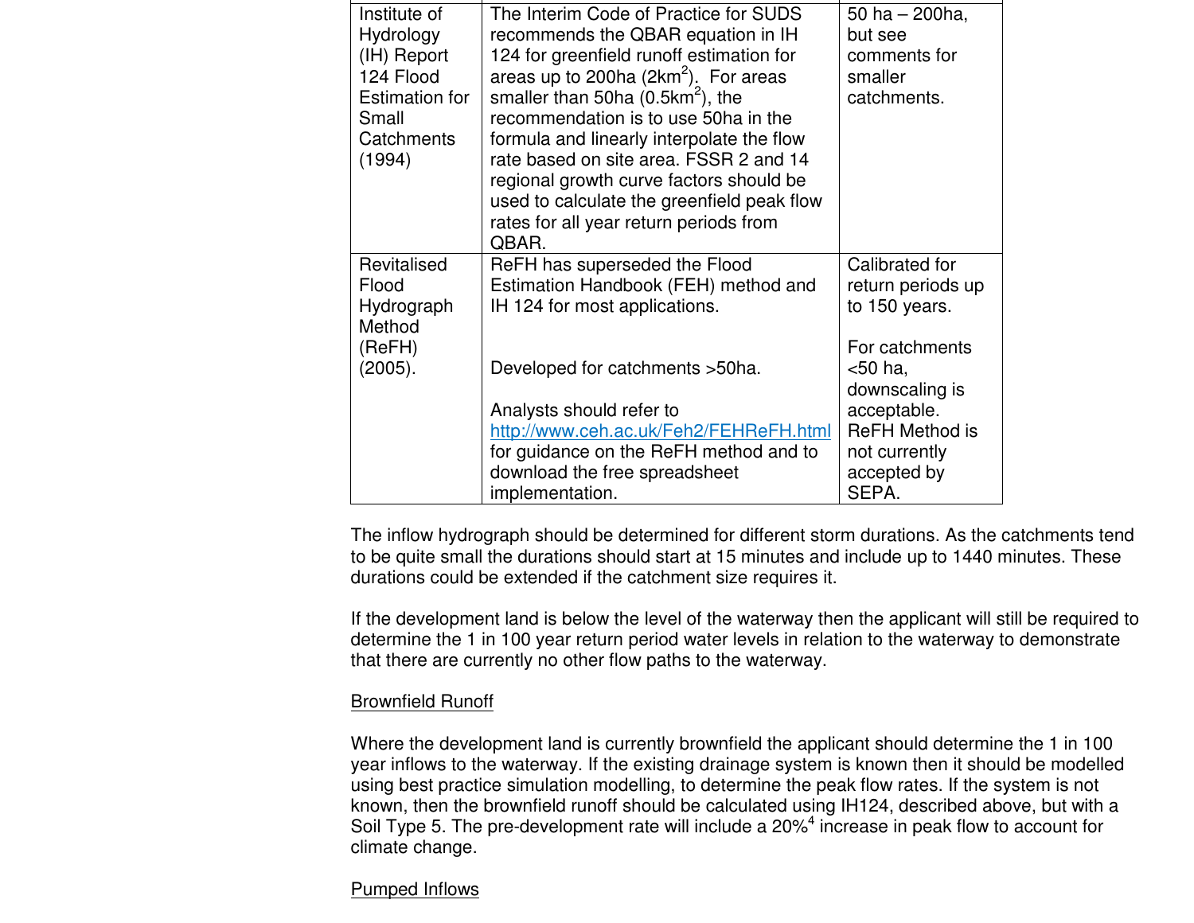| | | |
|---|---|---|
| Institute of Hydrology (IH) Report 124 Flood Estimation for Small Catchments (1994) | The Interim Code of Practice for SUDS recommends the QBAR equation in IH 124 for greenfield runoff estimation for areas up to 200ha ($2km^2$). For areas smaller than 50ha ($0.5km^2$), the recommendation is to use 50ha in the formula and linearly interpolate the flow rate based on site area. FSSR 2 and 14 regional growth curve factors should be used to calculate the greenfield peak flow rates for all year return periods from QBAR. | 50 ha – 200ha, but see comments for smaller catchments. |
| Revitalised Flood Hydrograph Method (ReFH) (2005). | ReFH has superseded the Flood Estimation Handbook (FEH) method and IH 124 for most applications.<br><br>Developed for catchments >50ha.<br><br>Analysts should refer to http://www.ceh.ac.uk/Feh2/FEHReFH.html for guidance on the ReFH method and to download the free spreadsheet implementation. | Calibrated for return periods up to 150 years.<br><br>For catchments <50 ha, downscaling is acceptable. ReFH Method is not currently accepted by SEPA. |

The inflow hydrograph should be determined for different storm durations. As the catchments tend to be quite small the durations should start at 15 minutes and include up to 1440 minutes. These durations could be extended if the catchment size requires it.

If the development land is below the level of the waterway then the applicant will still be required to determine the 1 in 100 year return period water levels in relation to the waterway to demonstrate that there are currently no other flow paths to the waterway.

<u>Brownfield Runoff</u>

Where the development land is currently brownfield the applicant should determine the 1 in 100 year inflows to the waterway. If the existing drainage system is known then it should be modelled using best practice simulation modelling, to determine the peak flow rates. If the system is not known, then the brownfield runoff should be calculated using IH124, described above, but with a Soil Type 5. The pre-development rate will include a 20%[4] increase in peak flow to account for climate change.

<u>Pumped Inflows</u>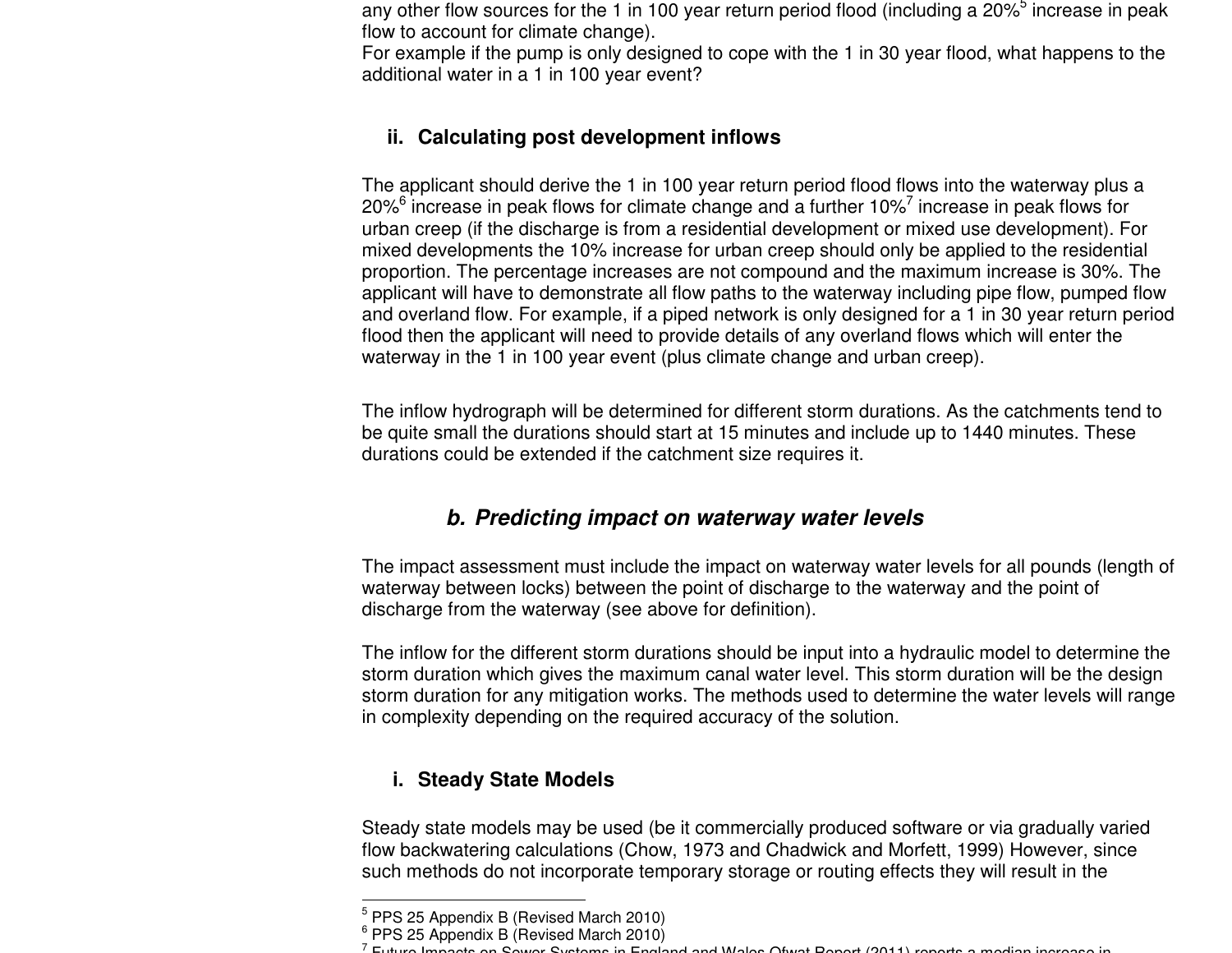any other flow sources for the 1 in 100 year return period flood (including a 20%[5] increase in peak flow to account for climate change).
For example if the pump is only designed to cope with the 1 in 30 year flood, what happens to the additional water in a 1 in 100 year event?

#### ii. Calculating post development inflows

The applicant should derive the 1 in 100 year return period flood flows into the waterway plus a 20%[6] increase in peak flows for climate change and a further 10%[7] increase in peak flows for urban creep (if the discharge is from a residential development or mixed use development). For mixed developments the 10% increase for urban creep should only be applied to the residential proportion. The percentage increases are not compound and the maximum increase is 30%. The applicant will have to demonstrate all flow paths to the waterway including pipe flow, pumped flow and overland flow. For example, if a piped network is only designed for a 1 in 30 year return period flood then the applicant will need to provide details of any overland flows which will enter the waterway in the 1 in 100 year event (plus climate change and urban creep).

The inflow hydrograph will be determined for different storm durations. As the catchments tend to be quite small the durations should start at 15 minutes and include up to 1440 minutes. These durations could be extended if the catchment size requires it.

### *b. Predicting impact on waterway water levels*

The impact assessment must include the impact on waterway water levels for all pounds (length of waterway between locks) between the point of discharge to the waterway and the point of discharge from the waterway (see above for definition).

The inflow for the different storm durations should be input into a hydraulic model to determine the storm duration which gives the maximum canal water level. This storm duration will be the design storm duration for any mitigation works. The methods used to determine the water levels will range in complexity depending on the required accuracy of the solution.

#### i. Steady State Models

Steady state models may be used (be it commercially produced software or via gradually varied flow backwatering calculations (Chow, 1973 and Chadwick and Morfett, 1999) However, since such methods do not incorporate temporary storage or routing effects they will result in the

---

[5] PPS 25 Appendix B (Revised March 2010)
[6] PPS 25 Appendix B (Revised March 2010)
[7] Future Impacts on Sewer Systems in England and Wales Ofwat Report (2011) reports a median increase in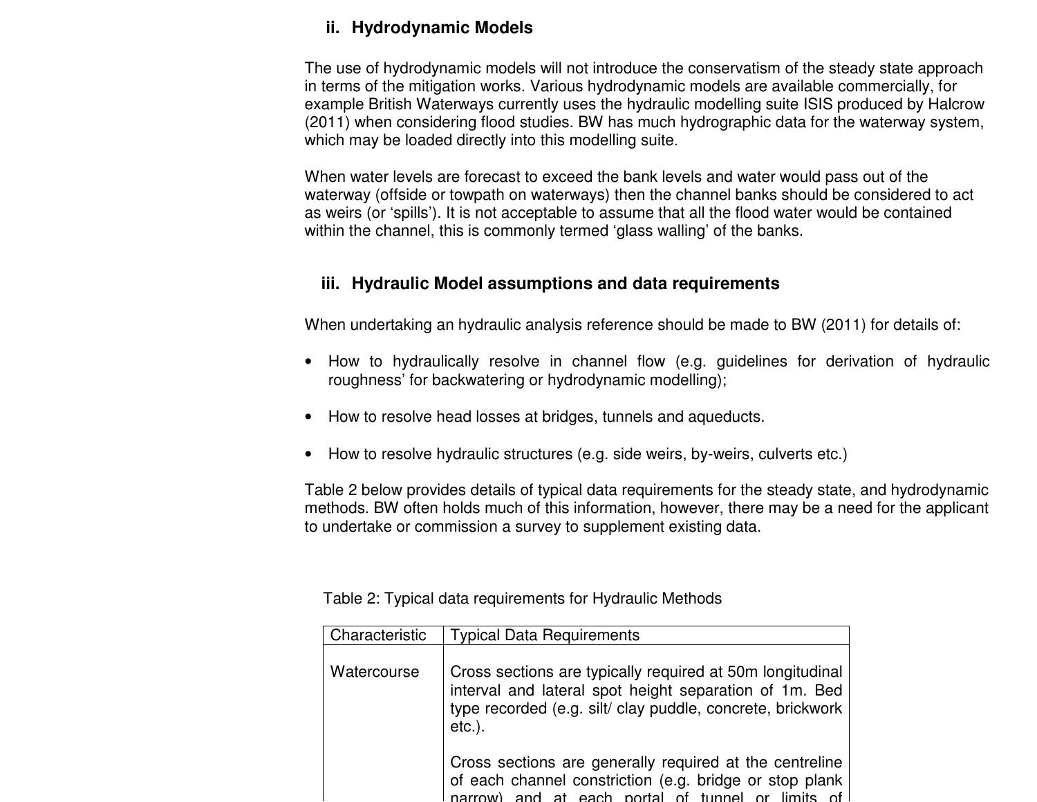### ii. Hydrodynamic Models

The use of hydrodynamic models will not introduce the conservatism of the steady state approach in terms of the mitigation works. Various hydrodynamic models are available commercially, for example British Waterways currently uses the hydraulic modelling suite ISIS produced by Halcrow (2011) when considering flood studies. BW has much hydrographic data for the waterway system, which may be loaded directly into this modelling suite.

When water levels are forecast to exceed the bank levels and water would pass out of the waterway (offside or towpath on waterways) then the channel banks should be considered to act as weirs (or 'spills'). It is not acceptable to assume that all the flood water would be contained within the channel, this is commonly termed 'glass walling' of the banks.

### iii. Hydraulic Model assumptions and data requirements

When undertaking an hydraulic analysis reference should be made to BW (2011) for details of:

- How to hydraulically resolve in channel flow (e.g. guidelines for derivation of hydraulic roughness' for backwatering or hydrodynamic modelling);
- How to resolve head losses at bridges, tunnels and aqueducts.
- How to resolve hydraulic structures (e.g. side weirs, by-weirs, culverts etc.)

Table 2 below provides details of typical data requirements for the steady state, and hydrodynamic methods. BW often holds much of this information, however, there may be a need for the applicant to undertake or commission a survey to supplement existing data.

Table 2: Typical data requirements for Hydraulic Methods

| Characteristic | Typical Data Requirements |
|---|---|
| Watercourse | Cross sections are typically required at 50m longitudinal interval and lateral spot height separation of 1m. Bed type recorded (e.g. silt/ clay puddle, concrete, brickwork etc.).<br><br>Cross sections are generally required at the centreline of each channel constriction (e.g. bridge or stop plank narrow) and at each portal of tunnel or limits of |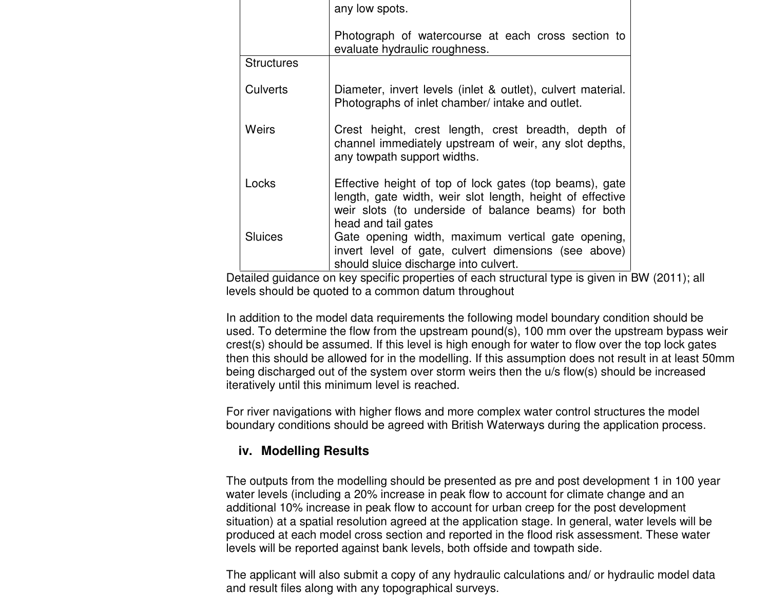| | |
|---|---|
| | any low spots.<br><br>Photograph of watercourse at each cross section to evaluate hydraulic roughness. |
| Structures | |
| Culverts | Diameter, invert levels (inlet & outlet), culvert material. Photographs of inlet chamber/ intake and outlet. |
| Weirs | Crest height, crest length, crest breadth, depth of channel immediately upstream of weir, any slot depths, any towpath support widths. |
| Locks | Effective height of top of lock gates (top beams), gate length, gate width, weir slot length, height of effective weir slots (to underside of balance beams) for both head and tail gates |
| Sluices | Gate opening width, maximum vertical gate opening, invert level of gate, culvert dimensions (see above) should sluice discharge into culvert. |

Detailed guidance on key specific properties of each structural type is given in BW (2011); all levels should be quoted to a common datum throughout

In addition to the model data requirements the following model boundary condition should be used. To determine the flow from the upstream pound(s), 100 mm over the upstream bypass weir crest(s) should be assumed. If this level is high enough for water to flow over the top lock gates then this should be allowed for in the modelling. If this assumption does not result in at least 50mm being discharged out of the system over storm weirs then the u/s flow(s) should be increased iteratively until this minimum level is reached.

For river navigations with higher flows and more complex water control structures the model boundary conditions should be agreed with British Waterways during the application process.

### iv. Modelling Results

The outputs from the modelling should be presented as pre and post development 1 in 100 year water levels (including a 20% increase in peak flow to account for climate change and an additional 10% increase in peak flow to account for urban creep for the post development situation) at a spatial resolution agreed at the application stage. In general, water levels will be produced at each model cross section and reported in the flood risk assessment. These water levels will be reported against bank levels, both offside and towpath side.

The applicant will also submit a copy of any hydraulic calculations and/ or hydraulic model data and result files along with any topographical surveys.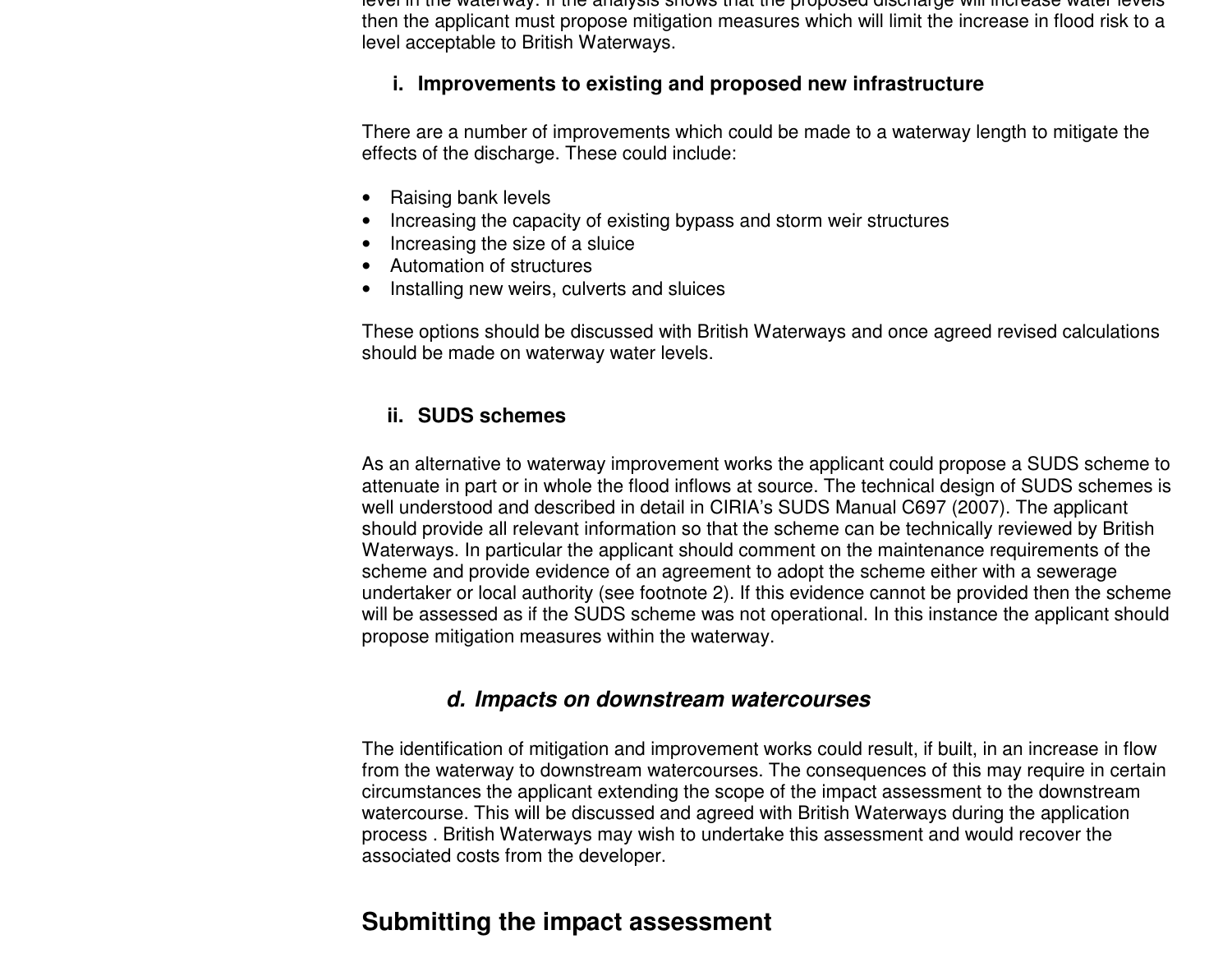level in the waterway. If the analysis shows that the proposed discharge will increase water levels then the applicant must propose mitigation measures which will limit the increase in flood risk to a level acceptable to British Waterways.

#### i. Improvements to existing and proposed new infrastructure

There are a number of improvements which could be made to a waterway length to mitigate the effects of the discharge. These could include:

- Raising bank levels
- Increasing the capacity of existing bypass and storm weir structures
- Increasing the size of a sluice
- Automation of structures
- Installing new weirs, culverts and sluices

These options should be discussed with British Waterways and once agreed revised calculations should be made on waterway water levels.

#### ii. SUDS schemes

As an alternative to waterway improvement works the applicant could propose a SUDS scheme to attenuate in part or in whole the flood inflows at source. The technical design of SUDS schemes is well understood and described in detail in CIRIA's SUDS Manual C697 (2007). The applicant should provide all relevant information so that the scheme can be technically reviewed by British Waterways. In particular the applicant should comment on the maintenance requirements of the scheme and provide evidence of an agreement to adopt the scheme either with a sewerage undertaker or local authority (see footnote 2). If this evidence cannot be provided then the scheme will be assessed as if the SUDS scheme was not operational. In this instance the applicant should propose mitigation measures within the waterway.

### *d. Impacts on downstream watercourses*

The identification of mitigation and improvement works could result, if built, in an increase in flow from the waterway to downstream watercourses. The consequences of this may require in certain circumstances the applicant extending the scope of the impact assessment to the downstream watercourse. This will be discussed and agreed with British Waterways during the application process . British Waterways may wish to undertake this assessment and would recover the associated costs from the developer.

## Submitting the impact assessment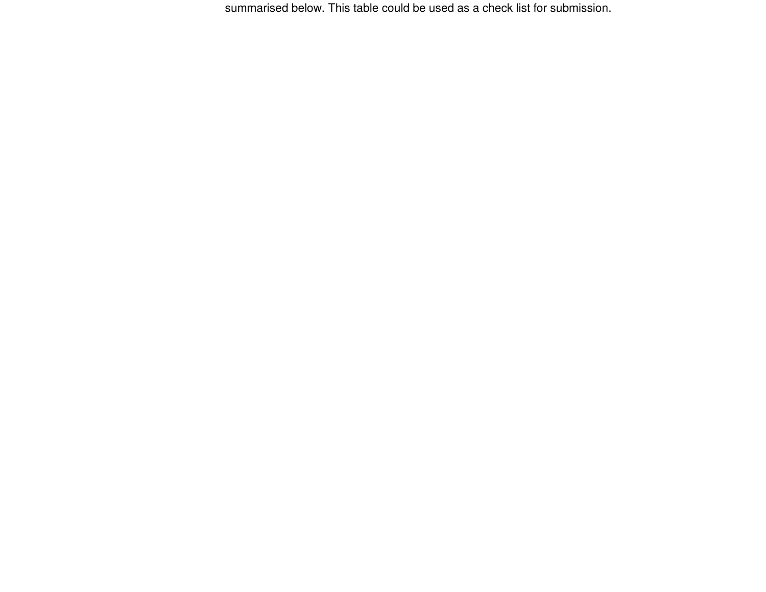summarised below. This table could be used as a check list for submission.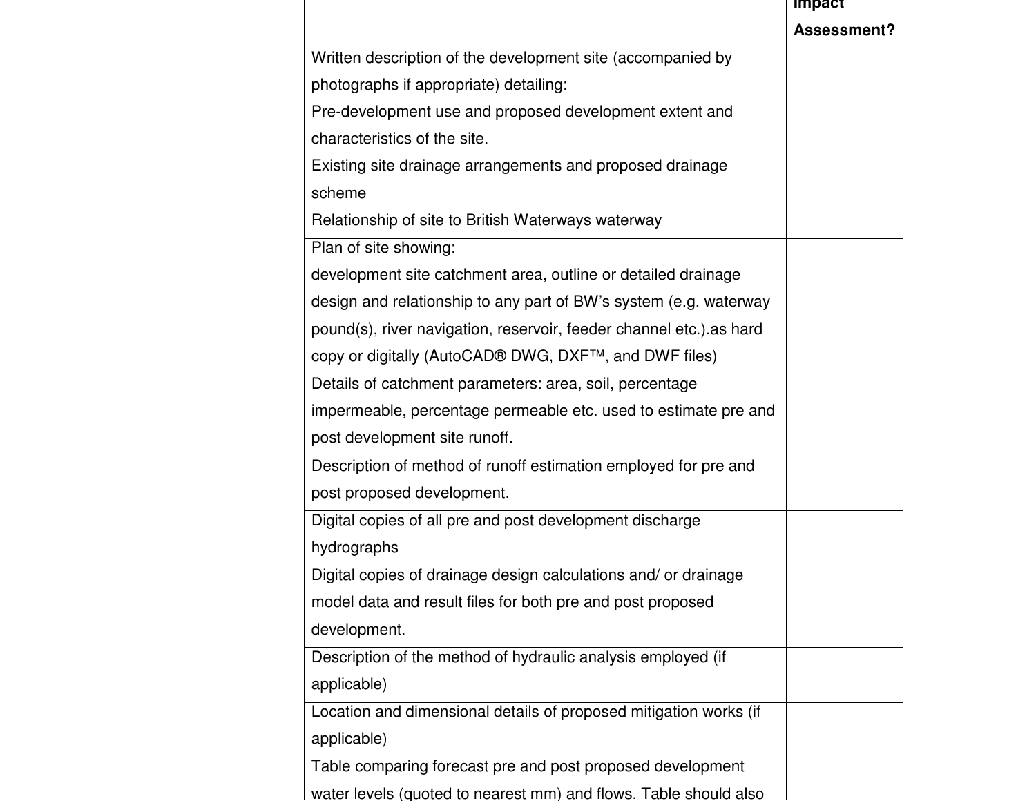| | Impact Assessment? |
|---|---|
| Written description of the development site (accompanied by photographs if appropriate) detailing:<br>Pre-development use and proposed development extent and characteristics of the site.<br>Existing site drainage arrangements and proposed drainage scheme<br>Relationship of site to British Waterways waterway | |
| Plan of site showing:<br>development site catchment area, outline or detailed drainage design and relationship to any part of BW's system (e.g. waterway pound(s), river navigation, reservoir, feeder channel etc.).as hard copy or digitally (AutoCAD® DWG, DXF™, and DWF files) | |
| Details of catchment parameters: area, soil, percentage impermeable, percentage permeable etc. used to estimate pre and post development site runoff. | |
| Description of method of runoff estimation employed for pre and post proposed development. | |
| Digital copies of all pre and post development discharge hydrographs | |
| Digital copies of drainage design calculations and/ or drainage model data and result files for both pre and post proposed development. | |
| Description of the method of hydraulic analysis employed (if applicable) | |
| Location and dimensional details of proposed mitigation works (if applicable) | |
| Table comparing forecast pre and post proposed development water levels (quoted to nearest mm) and flows. Table should also | |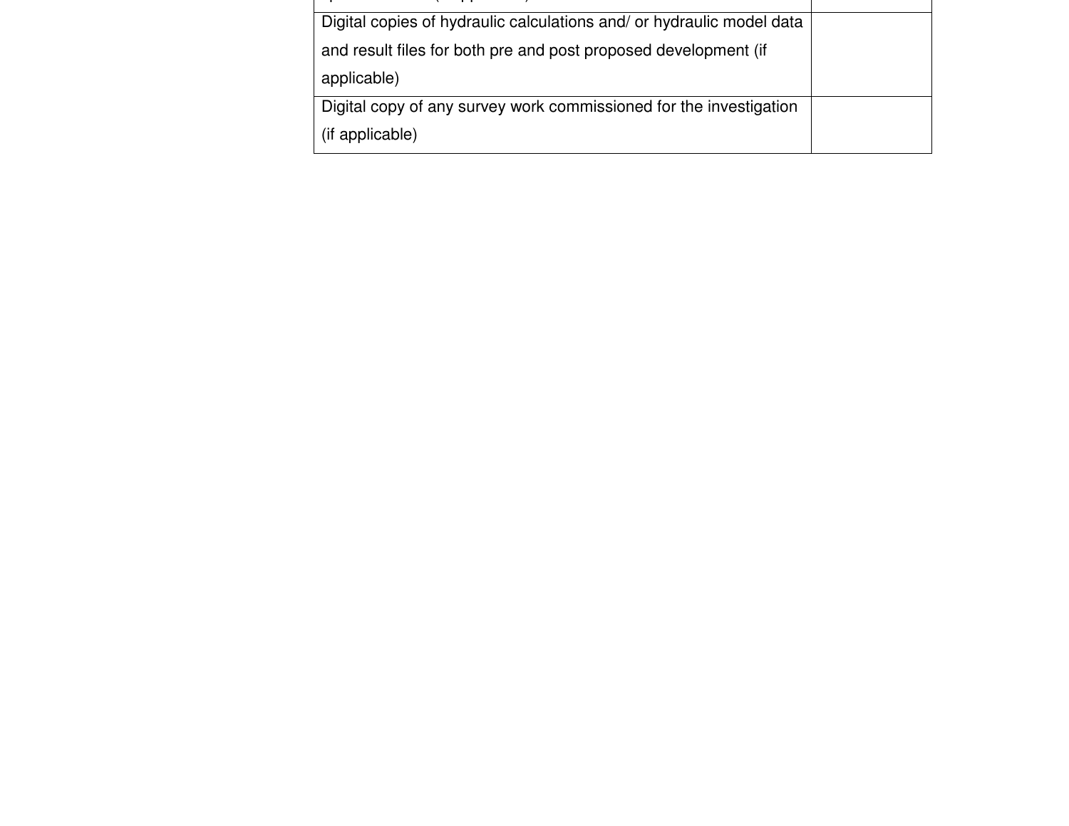| | |
|---|---|
| Digital copies of hydraulic calculations and/ or hydraulic model data and result files for both pre and post proposed development (if applicable) | |
| Digital copy of any survey work commissioned for the investigation (if applicable) | |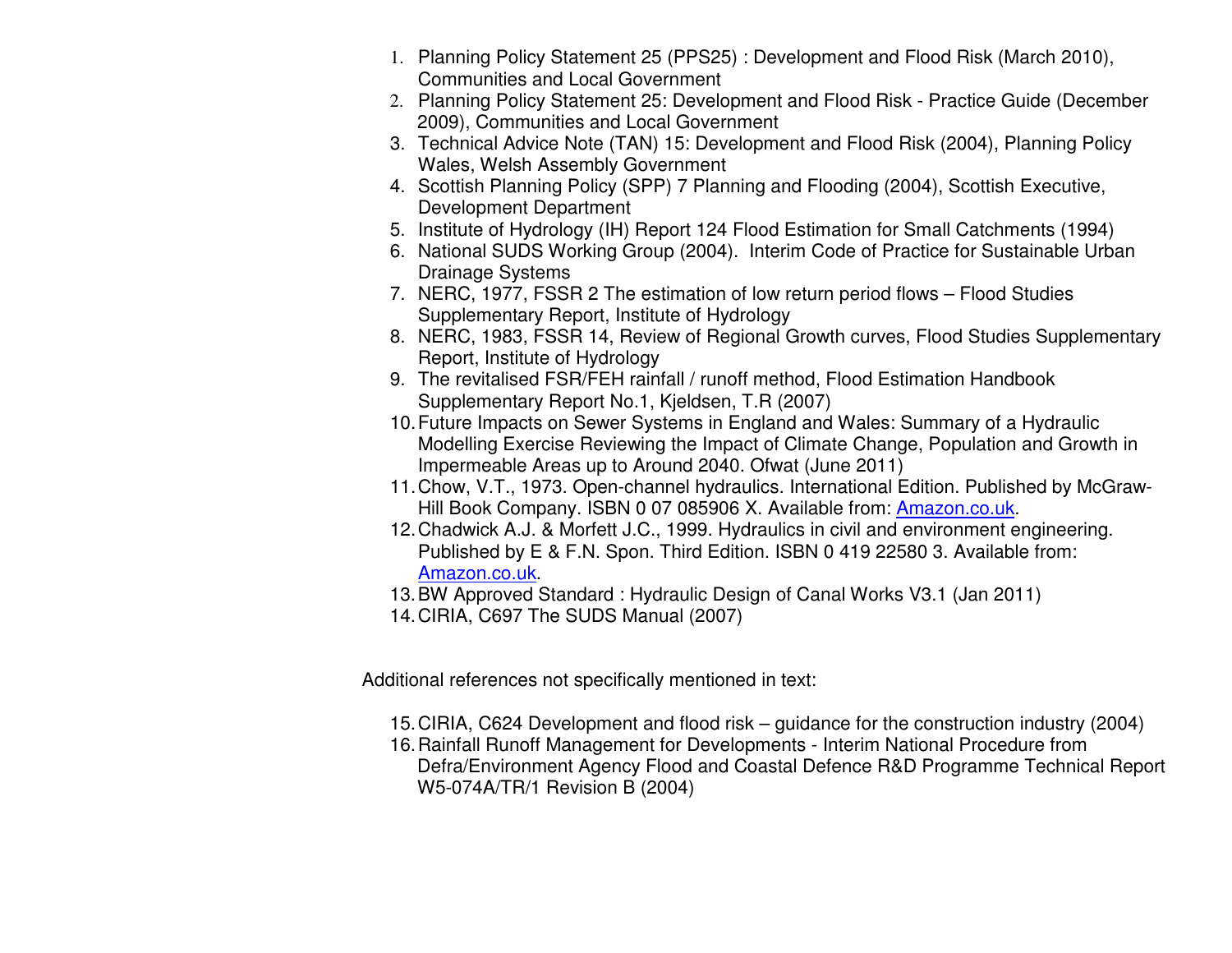1. Planning Policy Statement 25 (PPS25) : Development and Flood Risk (March 2010), Communities and Local Government
2. Planning Policy Statement 25: Development and Flood Risk - Practice Guide (December 2009), Communities and Local Government
3. Technical Advice Note (TAN) 15: Development and Flood Risk (2004), Planning Policy Wales, Welsh Assembly Government
4. Scottish Planning Policy (SPP) 7 Planning and Flooding (2004), Scottish Executive, Development Department
5. Institute of Hydrology (IH) Report 124 Flood Estimation for Small Catchments (1994)
6. National SUDS Working Group (2004). Interim Code of Practice for Sustainable Urban Drainage Systems
7. NERC, 1977, FSSR 2 The estimation of low return period flows – Flood Studies Supplementary Report, Institute of Hydrology
8. NERC, 1983, FSSR 14, Review of Regional Growth curves, Flood Studies Supplementary Report, Institute of Hydrology
9. The revitalised FSR/FEH rainfall / runoff method, Flood Estimation Handbook Supplementary Report No.1, Kjeldsen, T.R (2007)
10. Future Impacts on Sewer Systems in England and Wales: Summary of a Hydraulic Modelling Exercise Reviewing the Impact of Climate Change, Population and Growth in Impermeable Areas up to Around 2040. Ofwat (June 2011)
11. Chow, V.T., 1973. Open-channel hydraulics. International Edition. Published by McGraw-Hill Book Company. ISBN 0 07 085906 X. Available from: [Amazon.co.uk](Amazon.co.uk).
12. Chadwick A.J. & Morfett J.C., 1999. Hydraulics in civil and environment engineering. Published by E & F.N. Spon. Third Edition. ISBN 0 419 22580 3. Available from: [Amazon.co.uk](Amazon.co.uk).
13. BW Approved Standard : Hydraulic Design of Canal Works V3.1 (Jan 2011)
14. CIRIA, C697 The SUDS Manual (2007)

Additional references not specifically mentioned in text:

15. CIRIA, C624 Development and flood risk – guidance for the construction industry (2004)
16. Rainfall Runoff Management for Developments - Interim National Procedure from Defra/Environment Agency Flood and Coastal Defence R&D Programme Technical Report W5-074A/TR/1 Revision B (2004)